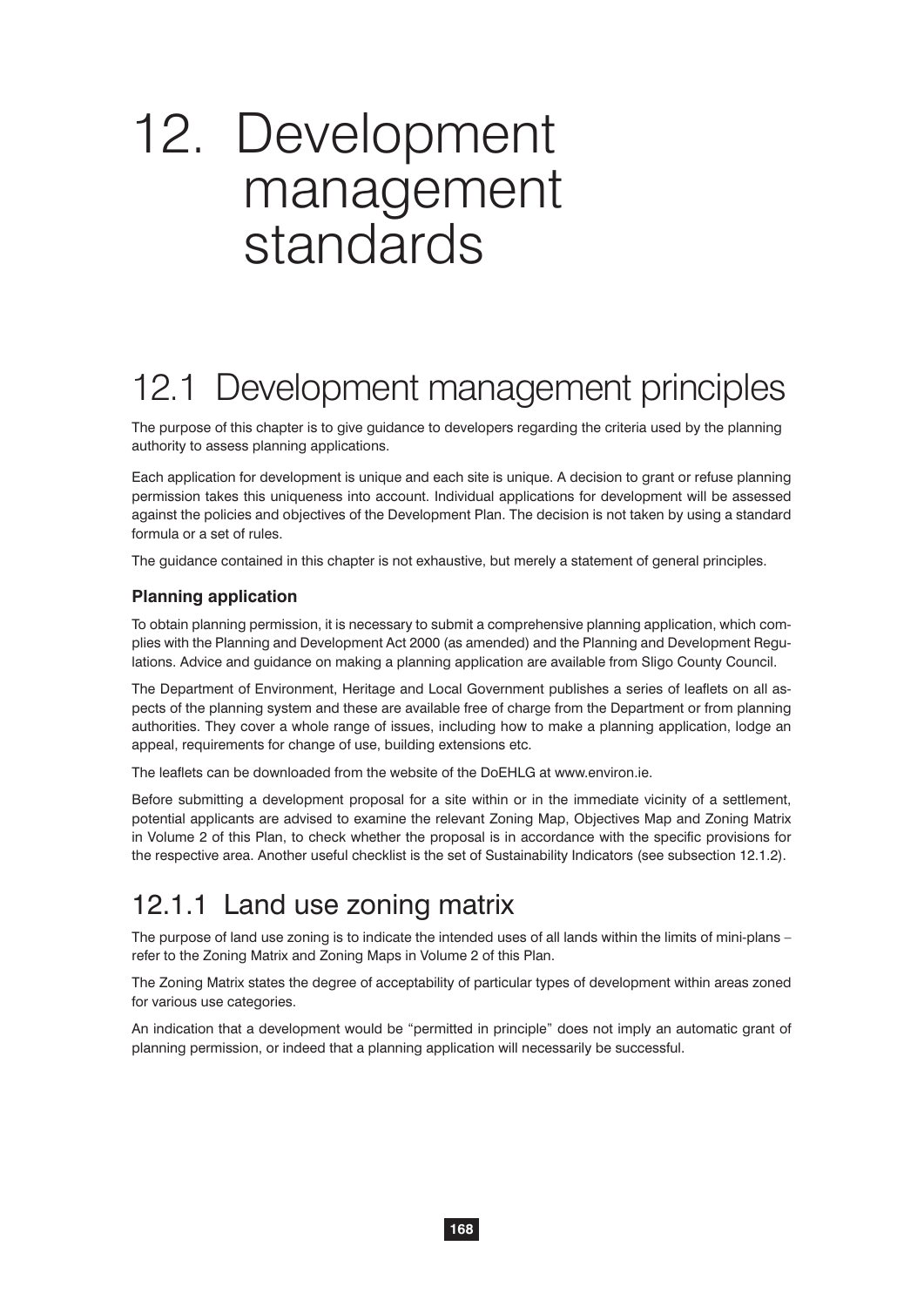# 12. Development management standards

## 12.1 Development management principles

The purpose of this chapter is to give guidance to developers regarding the criteria used by the planning authority to assess planning applications.

Each application for development is unique and each site is unique. A decision to grant or refuse planning permission takes this uniqueness into account. Individual applications for development will be assessed against the policies and objectives of the Development Plan. The decision is not taken by using a standard formula or a set of rules.

The guidance contained in this chapter is not exhaustive, but merely a statement of general principles.

### Planning application

To obtain planning permission, it is necessary to submit a comprehensive planning application, which complies with the Planning and Development Act 2000 (as amended) and the Planning and Development Regulations. Advice and guidance on making a planning application are available from Sligo County Council.

The Department of Environment, Heritage and Local Government publishes a series of leaflets on all aspects of the planning system and these are available free of charge from the Department or from planning authorities. They cover a whole range of issues, including how to make a planning application, lodge an appeal, requirements for change of use, building extensions etc.

The leaflets can be downloaded from the website of the DoEHLG at www.environ.ie.

Before submitting a development proposal for a site within or in the immediate vicinity of a settlement, potential applicants are advised to examine the relevant Zoning Map, Objectives Map and Zoning Matrix in Volume 2 of this Plan, to check whether the proposal is in accordance with the specific provisions for the respective area. Another useful checklist is the set of Sustainability Indicators (see subsection 12.1.2).

## 12.1.1 Land use zoning matrix

The purpose of land use zoning is to indicate the intended uses of all lands within the limits of mini-plans – refer to the Zoning Matrix and Zoning Maps in Volume 2 of this Plan.

The Zoning Matrix states the degree of acceptability of particular types of development within areas zoned for various use categories.

An indication that a development would be "permitted in principle" does not imply an automatic grant of planning permission, or indeed that a planning application will necessarily be successful.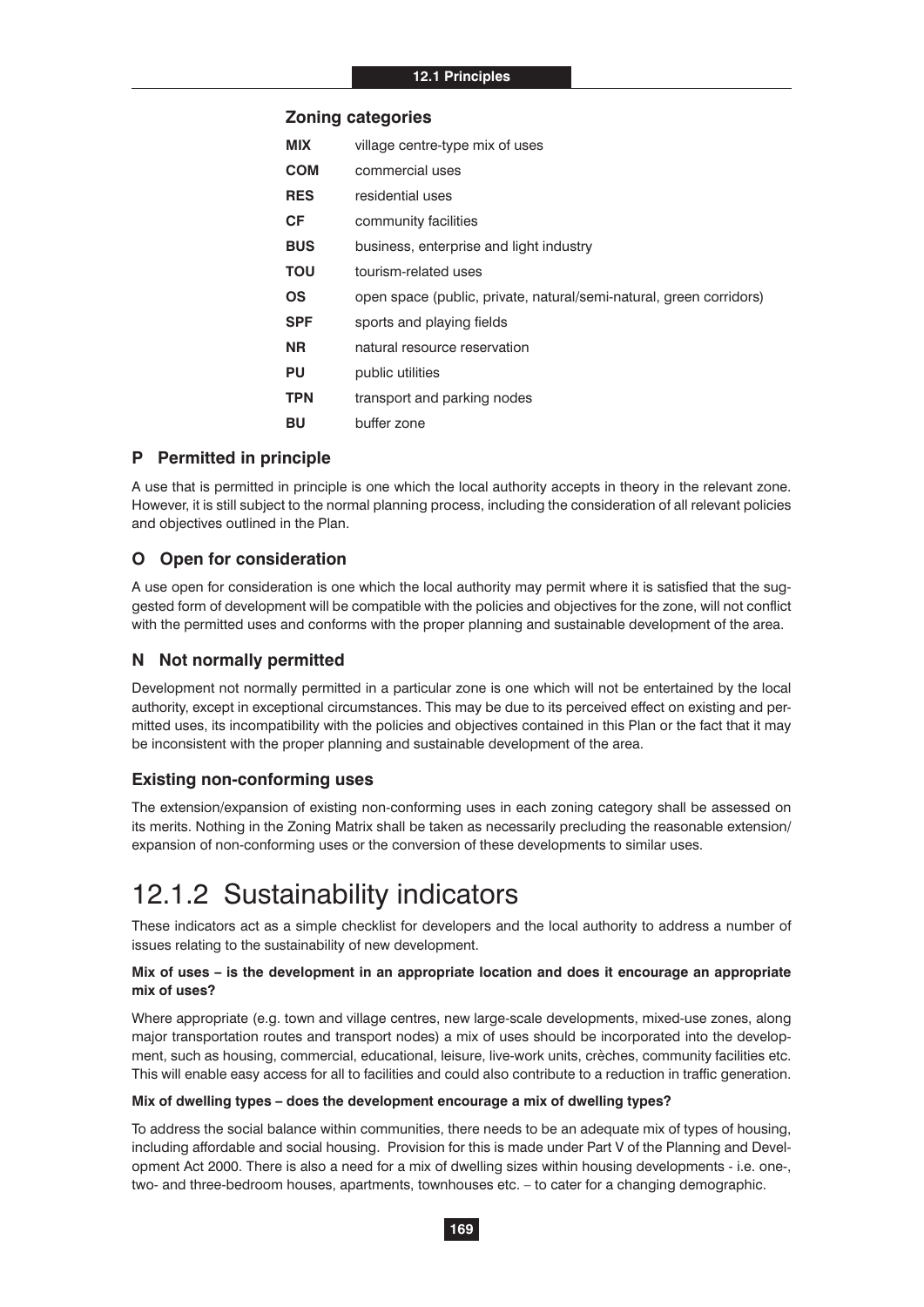### Zoning categories

| | |
|---|---|
| **MIX** | village centre-type mix of uses |
| **COM** | commercial uses |
| **RES** | residential uses |
| **CF** | community facilities |
| **BUS** | business, enterprise and light industry |
| **TOU** | tourism-related uses |
| **OS** | open space (public, private, natural/semi-natural, green corridors) |
| **SPF** | sports and playing fields |
| **NR** | natural resource reservation |
| **PU** | public utilities |
| **TPN** | transport and parking nodes |
| **BU** | buffer zone |

### P Permitted in principle

A use that is permitted in principle is one which the local authority accepts in theory in the relevant zone. However, it is still subject to the normal planning process, including the consideration of all relevant policies and objectives outlined in the Plan.

### O Open for consideration

A use open for consideration is one which the local authority may permit where it is satisfied that the suggested form of development will be compatible with the policies and objectives for the zone, will not conflict with the permitted uses and conforms with the proper planning and sustainable development of the area.

### N Not normally permitted

Development not normally permitted in a particular zone is one which will not be entertained by the local authority, except in exceptional circumstances. This may be due to its perceived effect on existing and permitted uses, its incompatibility with the policies and objectives contained in this Plan or the fact that it may be inconsistent with the proper planning and sustainable development of the area.

### Existing non-conforming uses

The extension/expansion of existing non-conforming uses in each zoning category shall be assessed on its merits. Nothing in the Zoning Matrix shall be taken as necessarily precluding the reasonable extension/expansion of non-conforming uses or the conversion of these developments to similar uses.

## 12.1.2 Sustainability indicators

These indicators act as a simple checklist for developers and the local authority to address a number of issues relating to the sustainability of new development.

**Mix of uses – is the development in an appropriate location and does it encourage an appropriate mix of uses?**

Where appropriate (e.g. town and village centres, new large-scale developments, mixed-use zones, along major transportation routes and transport nodes) a mix of uses should be incorporated into the development, such as housing, commercial, educational, leisure, live-work units, crèches, community facilities etc. This will enable easy access for all to facilities and could also contribute to a reduction in traffic generation.

**Mix of dwelling types – does the development encourage a mix of dwelling types?**

To address the social balance within communities, there needs to be an adequate mix of types of housing, including affordable and social housing. Provision for this is made under Part V of the Planning and Development Act 2000. There is also a need for a mix of dwelling sizes within housing developments - i.e. one-, two- and three-bedroom houses, apartments, townhouses etc. – to cater for a changing demographic.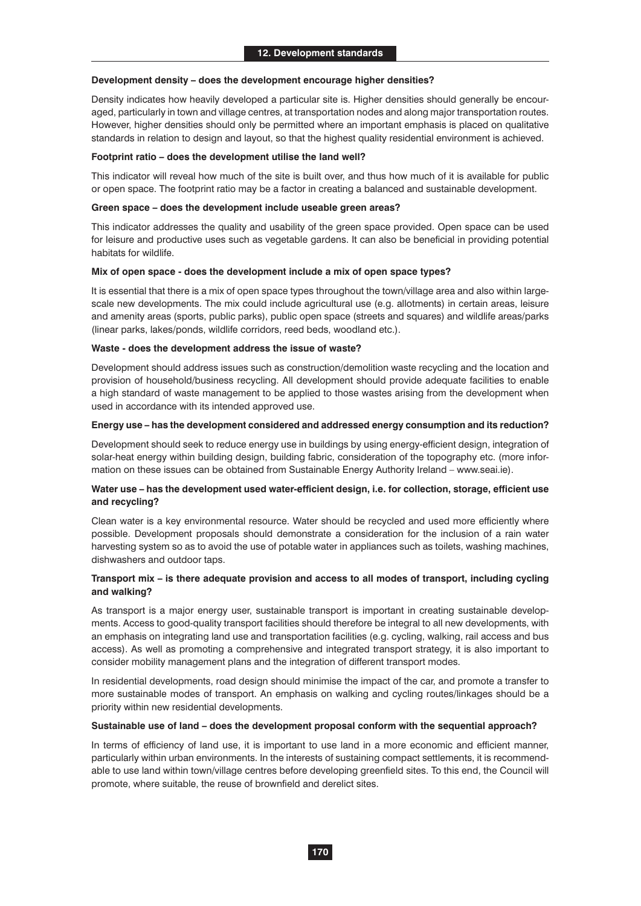**Development density – does the development encourage higher densities?**

Density indicates how heavily developed a particular site is. Higher densities should generally be encouraged, particularly in town and village centres, at transportation nodes and along major transportation routes. However, higher densities should only be permitted where an important emphasis is placed on qualitative standards in relation to design and layout, so that the highest quality residential environment is achieved.

**Footprint ratio – does the development utilise the land well?**

This indicator will reveal how much of the site is built over, and thus how much of it is available for public or open space. The footprint ratio may be a factor in creating a balanced and sustainable development.

**Green space – does the development include useable green areas?**

This indicator addresses the quality and usability of the green space provided. Open space can be used for leisure and productive uses such as vegetable gardens. It can also be beneficial in providing potential habitats for wildlife.

**Mix of open space - does the development include a mix of open space types?**

It is essential that there is a mix of open space types throughout the town/village area and also within large-scale new developments. The mix could include agricultural use (e.g. allotments) in certain areas, leisure and amenity areas (sports, public parks), public open space (streets and squares) and wildlife areas/parks (linear parks, lakes/ponds, wildlife corridors, reed beds, woodland etc.).

**Waste - does the development address the issue of waste?**

Development should address issues such as construction/demolition waste recycling and the location and provision of household/business recycling. All development should provide adequate facilities to enable a high standard of waste management to be applied to those wastes arising from the development when used in accordance with its intended approved use.

**Energy use – has the development considered and addressed energy consumption and its reduction?**

Development should seek to reduce energy use in buildings by using energy-efficient design, integration of solar-heat energy within building design, building fabric, consideration of the topography etc. (more information on these issues can be obtained from Sustainable Energy Authority Ireland – www.seai.ie).

**Water use – has the development used water-efficient design, i.e. for collection, storage, efficient use and recycling?**

Clean water is a key environmental resource. Water should be recycled and used more efficiently where possible. Development proposals should demonstrate a consideration for the inclusion of a rain water harvesting system so as to avoid the use of potable water in appliances such as toilets, washing machines, dishwashers and outdoor taps.

**Transport mix – is there adequate provision and access to all modes of transport, including cycling and walking?**

As transport is a major energy user, sustainable transport is important in creating sustainable developments. Access to good-quality transport facilities should therefore be integral to all new developments, with an emphasis on integrating land use and transportation facilities (e.g. cycling, walking, rail access and bus access). As well as promoting a comprehensive and integrated transport strategy, it is also important to consider mobility management plans and the integration of different transport modes.

In residential developments, road design should minimise the impact of the car, and promote a transfer to more sustainable modes of transport. An emphasis on walking and cycling routes/linkages should be a priority within new residential developments.

**Sustainable use of land – does the development proposal conform with the sequential approach?**

In terms of efficiency of land use, it is important to use land in a more economic and efficient manner, particularly within urban environments. In the interests of sustaining compact settlements, it is recommendable to use land within town/village centres before developing greenfield sites. To this end, the Council will promote, where suitable, the reuse of brownfield and derelict sites.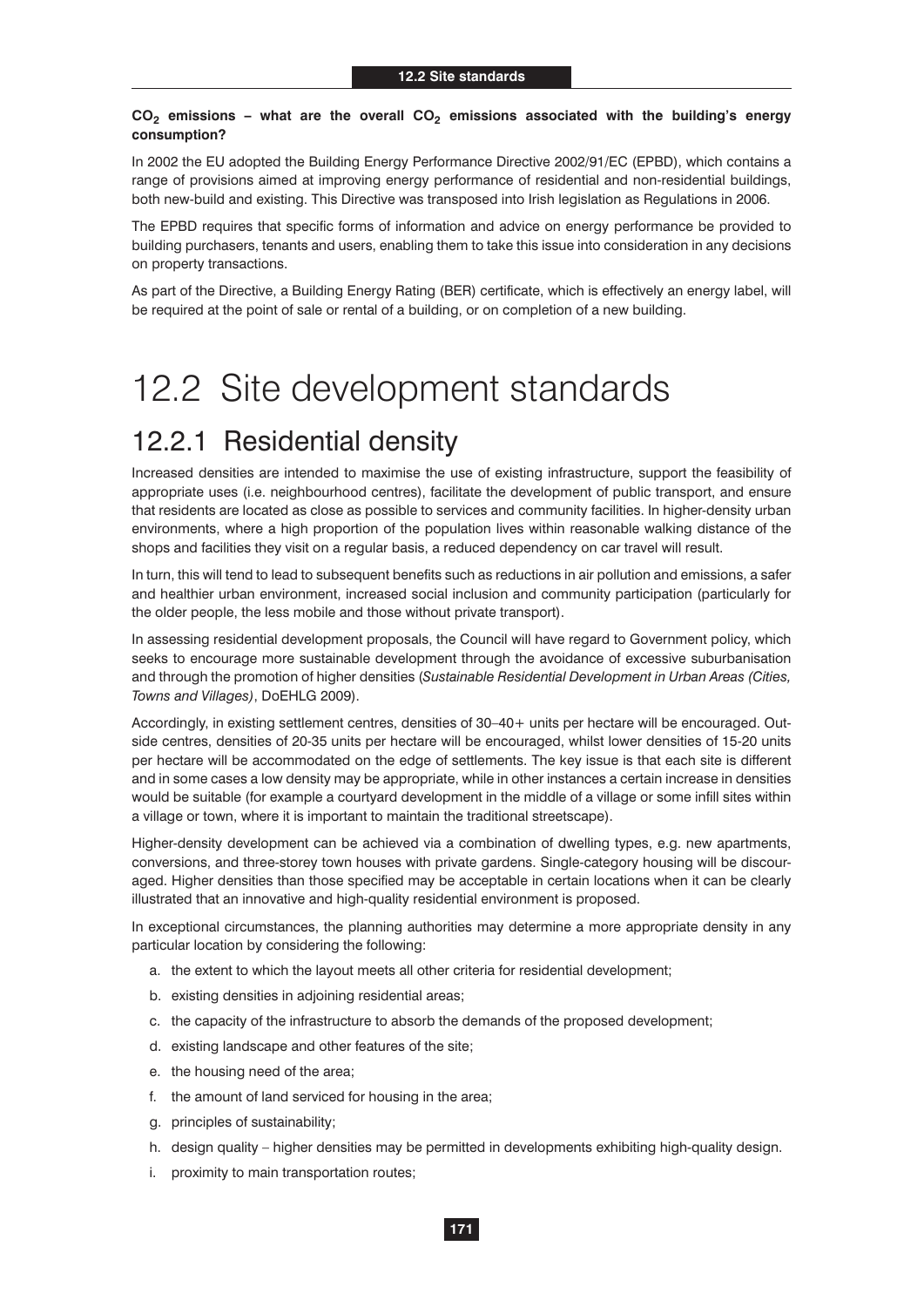**$CO_2$ emissions – what are the overall $CO_2$ emissions associated with the building's energy consumption?**

In 2002 the EU adopted the Building Energy Performance Directive 2002/91/EC (EPBD), which contains a range of provisions aimed at improving energy performance of residential and non-residential buildings, both new-build and existing. This Directive was transposed into Irish legislation as Regulations in 2006.

The EPBD requires that specific forms of information and advice on energy performance be provided to building purchasers, tenants and users, enabling them to take this issue into consideration in any decisions on property transactions.

As part of the Directive, a Building Energy Rating (BER) certificate, which is effectively an energy label, will be required at the point of sale or rental of a building, or on completion of a new building.

# 12.2 Site development standards

## 12.2.1 Residential density

Increased densities are intended to maximise the use of existing infrastructure, support the feasibility of appropriate uses (i.e. neighbourhood centres), facilitate the development of public transport, and ensure that residents are located as close as possible to services and community facilities. In higher-density urban environments, where a high proportion of the population lives within reasonable walking distance of the shops and facilities they visit on a regular basis, a reduced dependency on car travel will result.

In turn, this will tend to lead to subsequent benefits such as reductions in air pollution and emissions, a safer and healthier urban environment, increased social inclusion and community participation (particularly for the older people, the less mobile and those without private transport).

In assessing residential development proposals, the Council will have regard to Government policy, which seeks to encourage more sustainable development through the avoidance of excessive suburbanisation and through the promotion of higher densities (*Sustainable Residential Development in Urban Areas (Cities, Towns and Villages)*, DoEHLG 2009).

Accordingly, in existing settlement centres, densities of 30–40+ units per hectare will be encouraged. Outside centres, densities of 20-35 units per hectare will be encouraged, whilst lower densities of 15-20 units per hectare will be accommodated on the edge of settlements. The key issue is that each site is different and in some cases a low density may be appropriate, while in other instances a certain increase in densities would be suitable (for example a courtyard development in the middle of a village or some infill sites within a village or town, where it is important to maintain the traditional streetscape).

Higher-density development can be achieved via a combination of dwelling types, e.g. new apartments, conversions, and three-storey town houses with private gardens. Single-category housing will be discouraged. Higher densities than those specified may be acceptable in certain locations when it can be clearly illustrated that an innovative and high-quality residential environment is proposed.

In exceptional circumstances, the planning authorities may determine a more appropriate density in any particular location by considering the following:

a. the extent to which the layout meets all other criteria for residential development;
b. existing densities in adjoining residential areas;
c. the capacity of the infrastructure to absorb the demands of the proposed development;
d. existing landscape and other features of the site;
e. the housing need of the area;
f. the amount of land serviced for housing in the area;
g. principles of sustainability;
h. design quality – higher densities may be permitted in developments exhibiting high-quality design.
i. proximity to main transportation routes;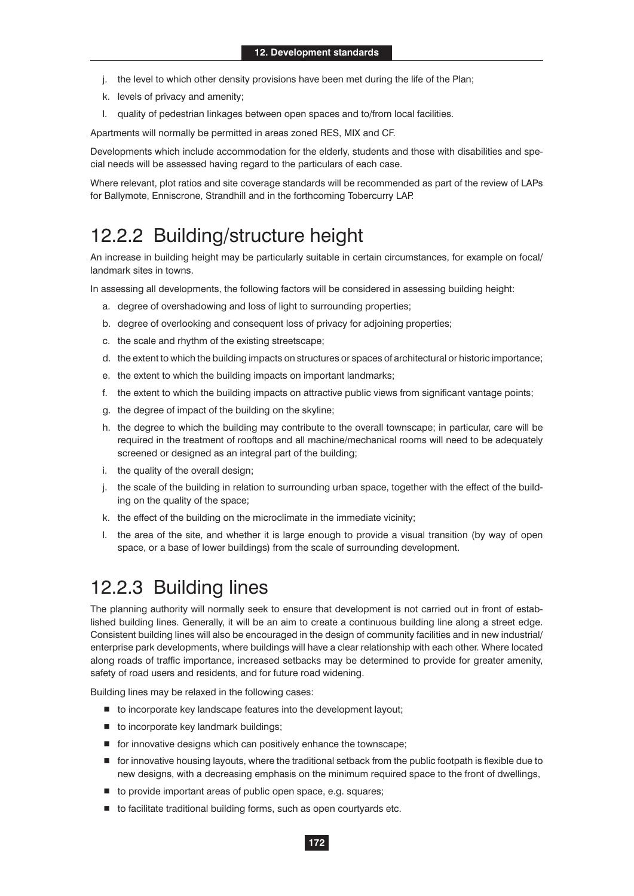j. the level to which other density provisions have been met during the life of the Plan;

k. levels of privacy and amenity;

l. quality of pedestrian linkages between open spaces and to/from local facilities.

Apartments will normally be permitted in areas zoned RES, MIX and CF.

Developments which include accommodation for the elderly, students and those with disabilities and special needs will be assessed having regard to the particulars of each case.

Where relevant, plot ratios and site coverage standards will be recommended as part of the review of LAPs for Ballymote, Enniscrone, Strandhill and in the forthcoming Tobercurry LAP.

## 12.2.2 Building/structure height

An increase in building height may be particularly suitable in certain circumstances, for example on focal/landmark sites in towns.

In assessing all developments, the following factors will be considered in assessing building height:

a. degree of overshadowing and loss of light to surrounding properties;

b. degree of overlooking and consequent loss of privacy for adjoining properties;

c. the scale and rhythm of the existing streetscape;

d. the extent to which the building impacts on structures or spaces of architectural or historic importance;

e. the extent to which the building impacts on important landmarks;

f. the extent to which the building impacts on attractive public views from significant vantage points;

g. the degree of impact of the building on the skyline;

h. the degree to which the building may contribute to the overall townscape; in particular, care will be required in the treatment of rooftops and all machine/mechanical rooms will need to be adequately screened or designed as an integral part of the building;

i. the quality of the overall design;

j. the scale of the building in relation to surrounding urban space, together with the effect of the building on the quality of the space;

k. the effect of the building on the microclimate in the immediate vicinity;

l. the area of the site, and whether it is large enough to provide a visual transition (by way of open space, or a base of lower buildings) from the scale of surrounding development.

## 12.2.3 Building lines

The planning authority will normally seek to ensure that development is not carried out in front of established building lines. Generally, it will be an aim to create a continuous building line along a street edge. Consistent building lines will also be encouraged in the design of community facilities and in new industrial/enterprise park developments, where buildings will have a clear relationship with each other. Where located along roads of traffic importance, increased setbacks may be determined to provide for greater amenity, safety of road users and residents, and for future road widening.

Building lines may be relaxed in the following cases:

- to incorporate key landscape features into the development layout;
- to incorporate key landmark buildings;
- for innovative designs which can positively enhance the townscape;
- for innovative housing layouts, where the traditional setback from the public footpath is flexible due to new designs, with a decreasing emphasis on the minimum required space to the front of dwellings,
- to provide important areas of public open space, e.g. squares;
- to facilitate traditional building forms, such as open courtyards etc.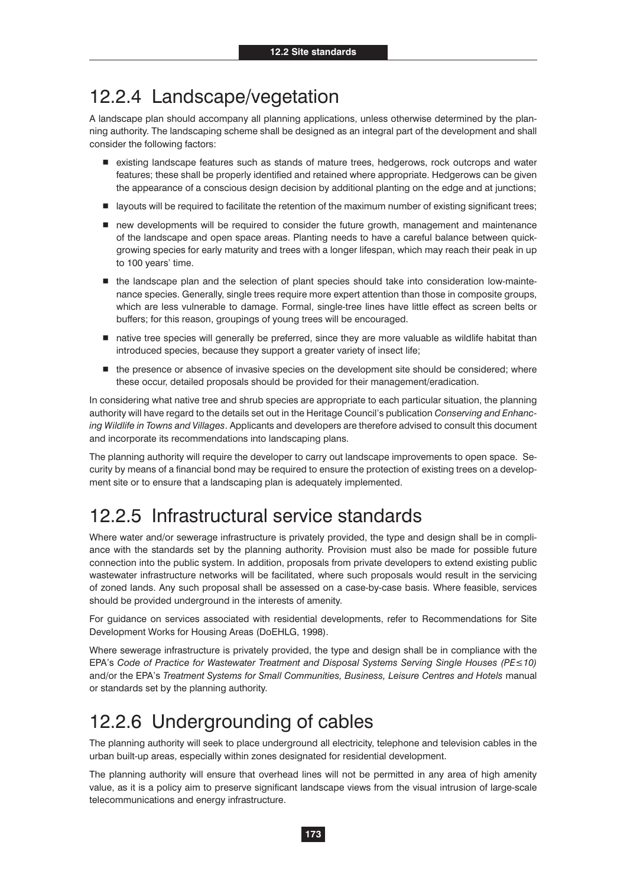## 12.2.4 Landscape/vegetation

A landscape plan should accompany all planning applications, unless otherwise determined by the planning authority. The landscaping scheme shall be designed as an integral part of the development and shall consider the following factors:

- existing landscape features such as stands of mature trees, hedgerows, rock outcrops and water features; these shall be properly identified and retained where appropriate. Hedgerows can be given the appearance of a conscious design decision by additional planting on the edge and at junctions;
- layouts will be required to facilitate the retention of the maximum number of existing significant trees;
- new developments will be required to consider the future growth, management and maintenance of the landscape and open space areas. Planting needs to have a careful balance between quick-growing species for early maturity and trees with a longer lifespan, which may reach their peak in up to 100 years' time.
- the landscape plan and the selection of plant species should take into consideration low-maintenance species. Generally, single trees require more expert attention than those in composite groups, which are less vulnerable to damage. Formal, single-tree lines have little effect as screen belts or buffers; for this reason, groupings of young trees will be encouraged.
- native tree species will generally be preferred, since they are more valuable as wildlife habitat than introduced species, because they support a greater variety of insect life;
- the presence or absence of invasive species on the development site should be considered; where these occur, detailed proposals should be provided for their management/eradication.

In considering what native tree and shrub species are appropriate to each particular situation, the planning authority will have regard to the details set out in the Heritage Council's publication *Conserving and Enhancing Wildlife in Towns and Villages*. Applicants and developers are therefore advised to consult this document and incorporate its recommendations into landscaping plans.

The planning authority will require the developer to carry out landscape improvements to open space. Security by means of a financial bond may be required to ensure the protection of existing trees on a development site or to ensure that a landscaping plan is adequately implemented.

## 12.2.5 Infrastructural service standards

Where water and/or sewerage infrastructure is privately provided, the type and design shall be in compliance with the standards set by the planning authority. Provision must also be made for possible future connection into the public system. In addition, proposals from private developers to extend existing public wastewater infrastructure networks will be facilitated, where such proposals would result in the servicing of zoned lands. Any such proposal shall be assessed on a case-by-case basis. Where feasible, services should be provided underground in the interests of amenity.

For guidance on services associated with residential developments, refer to Recommendations for Site Development Works for Housing Areas (DoEHLG, 1998).

Where sewerage infrastructure is privately provided, the type and design shall be in compliance with the EPA's *Code of Practice for Wastewater Treatment and Disposal Systems Serving Single Houses (PE≤10)* and/or the EPA's *Treatment Systems for Small Communities, Business, Leisure Centres and Hotels* manual or standards set by the planning authority.

## 12.2.6 Undergrounding of cables

The planning authority will seek to place underground all electricity, telephone and television cables in the urban built-up areas, especially within zones designated for residential development.

The planning authority will ensure that overhead lines will not be permitted in any area of high amenity value, as it is a policy aim to preserve significant landscape views from the visual intrusion of large-scale telecommunications and energy infrastructure.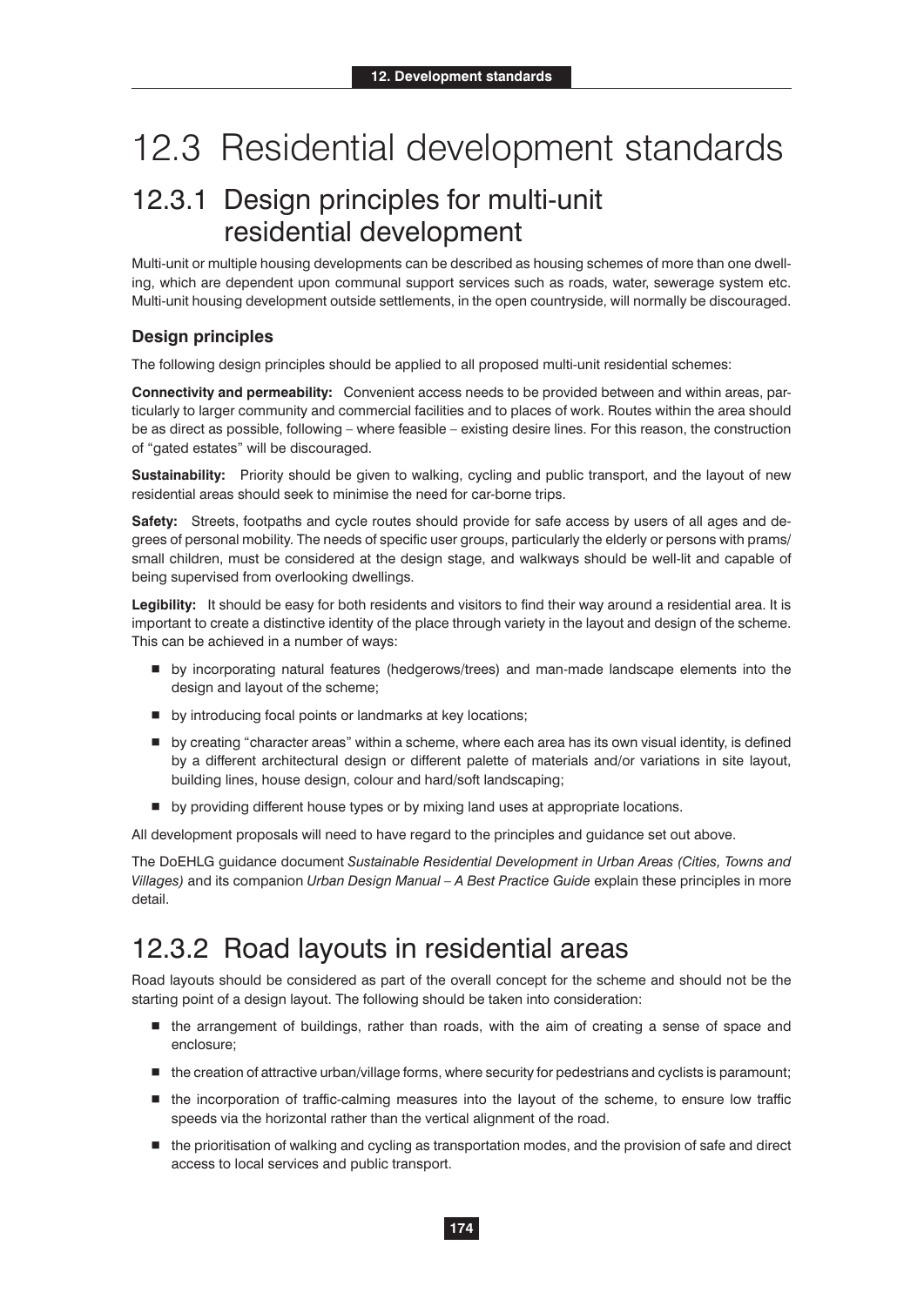# 12.3 Residential development standards

## 12.3.1 Design principles for multi-unit residential development

Multi-unit or multiple housing developments can be described as housing schemes of more than one dwelling, which are dependent upon communal support services such as roads, water, sewerage system etc. Multi-unit housing development outside settlements, in the open countryside, will normally be discouraged.

### Design principles

The following design principles should be applied to all proposed multi-unit residential schemes:

**Connectivity and permeability:** Convenient access needs to be provided between and within areas, particularly to larger community and commercial facilities and to places of work. Routes within the area should be as direct as possible, following – where feasible – existing desire lines. For this reason, the construction of "gated estates" will be discouraged.

**Sustainability:** Priority should be given to walking, cycling and public transport, and the layout of new residential areas should seek to minimise the need for car-borne trips.

**Safety:** Streets, footpaths and cycle routes should provide for safe access by users of all ages and degrees of personal mobility. The needs of specific user groups, particularly the elderly or persons with prams/small children, must be considered at the design stage, and walkways should be well-lit and capable of being supervised from overlooking dwellings.

**Legibility:** It should be easy for both residents and visitors to find their way around a residential area. It is important to create a distinctive identity of the place through variety in the layout and design of the scheme. This can be achieved in a number of ways:

- by incorporating natural features (hedgerows/trees) and man-made landscape elements into the design and layout of the scheme;
- by introducing focal points or landmarks at key locations;
- by creating "character areas" within a scheme, where each area has its own visual identity, is defined by a different architectural design or different palette of materials and/or variations in site layout, building lines, house design, colour and hard/soft landscaping;
- by providing different house types or by mixing land uses at appropriate locations.

All development proposals will need to have regard to the principles and guidance set out above.

The DoEHLG guidance document *Sustainable Residential Development in Urban Areas (Cities, Towns and Villages)* and its companion *Urban Design Manual – A Best Practice Guide* explain these principles in more detail.

## 12.3.2 Road layouts in residential areas

Road layouts should be considered as part of the overall concept for the scheme and should not be the starting point of a design layout. The following should be taken into consideration:

- the arrangement of buildings, rather than roads, with the aim of creating a sense of space and enclosure;
- the creation of attractive urban/village forms, where security for pedestrians and cyclists is paramount;
- the incorporation of traffic-calming measures into the layout of the scheme, to ensure low traffic speeds via the horizontal rather than the vertical alignment of the road.
- the prioritisation of walking and cycling as transportation modes, and the provision of safe and direct access to local services and public transport.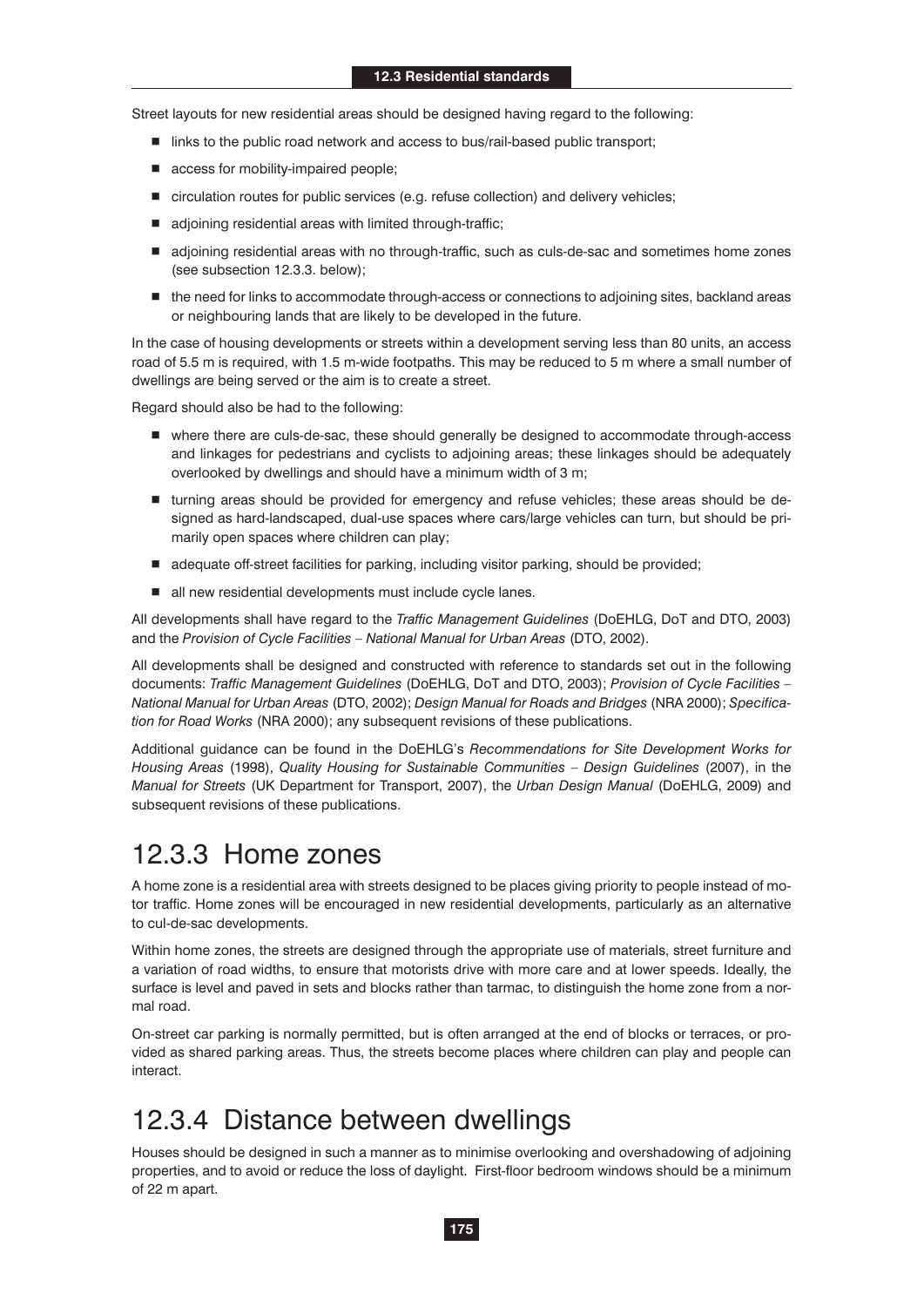Street layouts for new residential areas should be designed having regard to the following:

- links to the public road network and access to bus/rail-based public transport;
- access for mobility-impaired people;
- circulation routes for public services (e.g. refuse collection) and delivery vehicles;
- adjoining residential areas with limited through-traffic;
- adjoining residential areas with no through-traffic, such as culs-de-sac and sometimes home zones (see subsection 12.3.3. below);
- the need for links to accommodate through-access or connections to adjoining sites, backland areas or neighbouring lands that are likely to be developed in the future.

In the case of housing developments or streets within a development serving less than 80 units, an access road of 5.5 m is required, with 1.5 m-wide footpaths. This may be reduced to 5 m where a small number of dwellings are being served or the aim is to create a street.

Regard should also be had to the following:

- where there are culs-de-sac, these should generally be designed to accommodate through-access and linkages for pedestrians and cyclists to adjoining areas; these linkages should be adequately overlooked by dwellings and should have a minimum width of 3 m;
- turning areas should be provided for emergency and refuse vehicles; these areas should be designed as hard-landscaped, dual-use spaces where cars/large vehicles can turn, but should be primarily open spaces where children can play;
- adequate off-street facilities for parking, including visitor parking, should be provided;
- all new residential developments must include cycle lanes.

All developments shall have regard to the *Traffic Management Guidelines* (DoEHLG, DoT and DTO, 2003) and the *Provision of Cycle Facilities – National Manual for Urban Areas* (DTO, 2002).

All developments shall be designed and constructed with reference to standards set out in the following documents: *Traffic Management Guidelines* (DoEHLG, DoT and DTO, 2003); *Provision of Cycle Facilities – National Manual for Urban Areas* (DTO, 2002); *Design Manual for Roads and Bridges* (NRA 2000); *Specification for Road Works* (NRA 2000); any subsequent revisions of these publications.

Additional guidance can be found in the DoEHLG's *Recommendations for Site Development Works for Housing Areas* (1998), *Quality Housing for Sustainable Communities – Design Guidelines* (2007), in the *Manual for Streets* (UK Department for Transport, 2007), the *Urban Design Manual* (DoEHLG, 2009) and subsequent revisions of these publications.

## 12.3.3 Home zones

A home zone is a residential area with streets designed to be places giving priority to people instead of motor traffic. Home zones will be encouraged in new residential developments, particularly as an alternative to cul-de-sac developments.

Within home zones, the streets are designed through the appropriate use of materials, street furniture and a variation of road widths, to ensure that motorists drive with more care and at lower speeds. Ideally, the surface is level and paved in sets and blocks rather than tarmac, to distinguish the home zone from a normal road.

On-street car parking is normally permitted, but is often arranged at the end of blocks or terraces, or provided as shared parking areas. Thus, the streets become places where children can play and people can interact.

## 12.3.4 Distance between dwellings

Houses should be designed in such a manner as to minimise overlooking and overshadowing of adjoining properties, and to avoid or reduce the loss of daylight. First-floor bedroom windows should be a minimum of 22 m apart.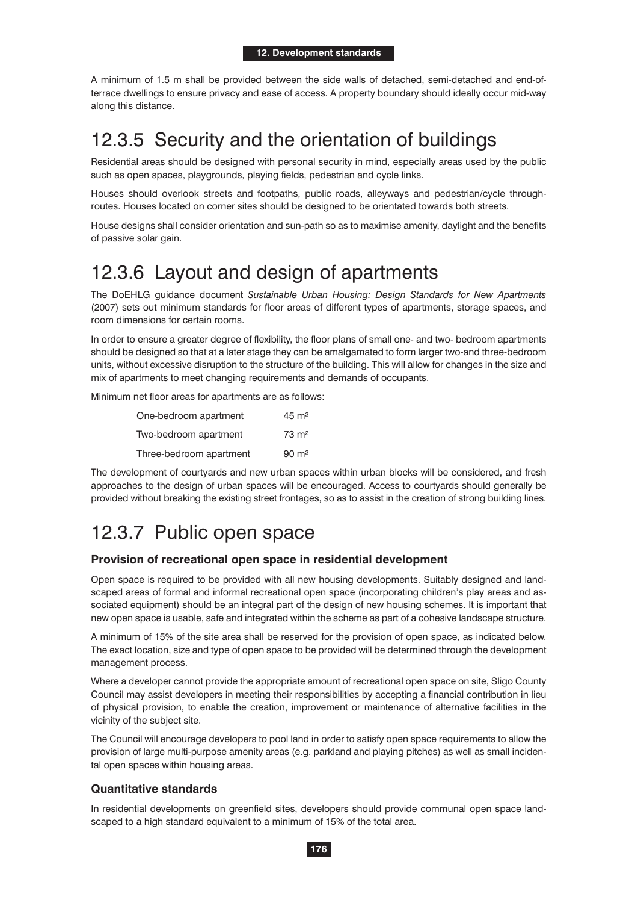A minimum of 1.5 m shall be provided between the side walls of detached, semi-detached and end-of-terrace dwellings to ensure privacy and ease of access. A property boundary should ideally occur mid-way along this distance.

## 12.3.5 Security and the orientation of buildings

Residential areas should be designed with personal security in mind, especially areas used by the public such as open spaces, playgrounds, playing fields, pedestrian and cycle links.

Houses should overlook streets and footpaths, public roads, alleyways and pedestrian/cycle through-routes. Houses located on corner sites should be designed to be orientated towards both streets.

House designs shall consider orientation and sun-path so as to maximise amenity, daylight and the benefits of passive solar gain.

## 12.3.6 Layout and design of apartments

The DoEHLG guidance document *Sustainable Urban Housing: Design Standards for New Apartments* (2007) sets out minimum standards for floor areas of different types of apartments, storage spaces, and room dimensions for certain rooms.

In order to ensure a greater degree of flexibility, the floor plans of small one- and two- bedroom apartments should be designed so that at a later stage they can be amalgamated to form larger two-and three-bedroom units, without excessive disruption to the structure of the building. This will allow for changes in the size and mix of apartments to meet changing requirements and demands of occupants.

Minimum net floor areas for apartments are as follows:

| | |
|---|---|
| One-bedroom apartment | 45 m² |
| Two-bedroom apartment | 73 m² |
| Three-bedroom apartment | 90 m² |

The development of courtyards and new urban spaces within urban blocks will be considered, and fresh approaches to the design of urban spaces will be encouraged. Access to courtyards should generally be provided without breaking the existing street frontages, so as to assist in the creation of strong building lines.

## 12.3.7 Public open space

### Provision of recreational open space in residential development

Open space is required to be provided with all new housing developments. Suitably designed and landscaped areas of formal and informal recreational open space (incorporating children's play areas and associated equipment) should be an integral part of the design of new housing schemes. It is important that new open space is usable, safe and integrated within the scheme as part of a cohesive landscape structure.

A minimum of 15% of the site area shall be reserved for the provision of open space, as indicated below. The exact location, size and type of open space to be provided will be determined through the development management process.

Where a developer cannot provide the appropriate amount of recreational open space on site, Sligo County Council may assist developers in meeting their responsibilities by accepting a financial contribution in lieu of physical provision, to enable the creation, improvement or maintenance of alternative facilities in the vicinity of the subject site.

The Council will encourage developers to pool land in order to satisfy open space requirements to allow the provision of large multi-purpose amenity areas (e.g. parkland and playing pitches) as well as small incidental open spaces within housing areas.

### Quantitative standards

In residential developments on greenfield sites, developers should provide communal open space landscaped to a high standard equivalent to a minimum of 15% of the total area.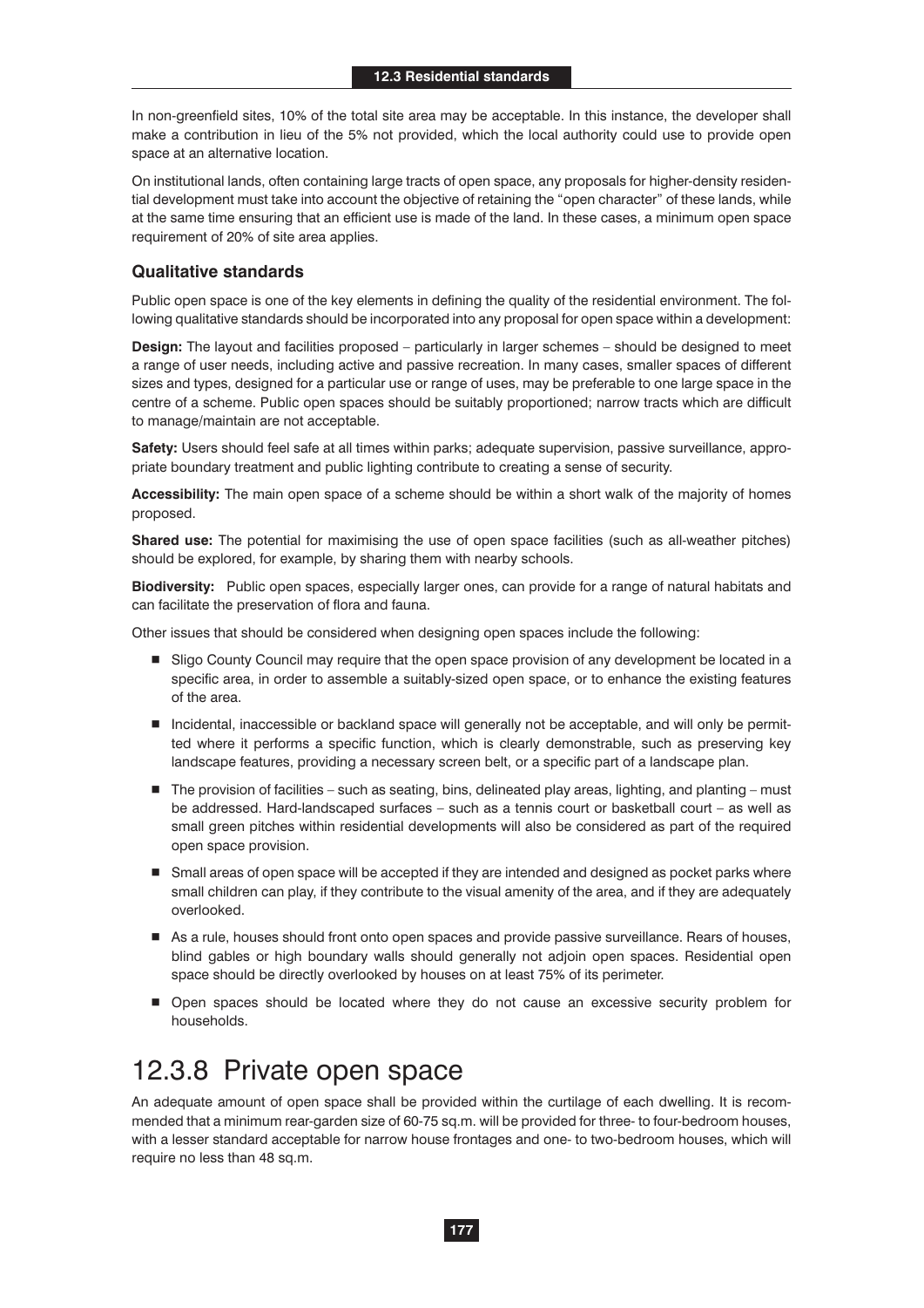In non-greenfield sites, 10% of the total site area may be acceptable. In this instance, the developer shall make a contribution in lieu of the 5% not provided, which the local authority could use to provide open space at an alternative location.

On institutional lands, often containing large tracts of open space, any proposals for higher-density residential development must take into account the objective of retaining the "open character" of these lands, while at the same time ensuring that an efficient use is made of the land. In these cases, a minimum open space requirement of 20% of site area applies.

### Qualitative standards

Public open space is one of the key elements in defining the quality of the residential environment. The following qualitative standards should be incorporated into any proposal for open space within a development:

**Design:** The layout and facilities proposed – particularly in larger schemes – should be designed to meet a range of user needs, including active and passive recreation. In many cases, smaller spaces of different sizes and types, designed for a particular use or range of uses, may be preferable to one large space in the centre of a scheme. Public open spaces should be suitably proportioned; narrow tracts which are difficult to manage/maintain are not acceptable.

**Safety:** Users should feel safe at all times within parks; adequate supervision, passive surveillance, appropriate boundary treatment and public lighting contribute to creating a sense of security.

**Accessibility:** The main open space of a scheme should be within a short walk of the majority of homes proposed.

**Shared use:** The potential for maximising the use of open space facilities (such as all-weather pitches) should be explored, for example, by sharing them with nearby schools.

**Biodiversity:** Public open spaces, especially larger ones, can provide for a range of natural habitats and can facilitate the preservation of flora and fauna.

Other issues that should be considered when designing open spaces include the following:

- Sligo County Council may require that the open space provision of any development be located in a specific area, in order to assemble a suitably-sized open space, or to enhance the existing features of the area.
- Incidental, inaccessible or backland space will generally not be acceptable, and will only be permitted where it performs a specific function, which is clearly demonstrable, such as preserving key landscape features, providing a necessary screen belt, or a specific part of a landscape plan.
- The provision of facilities – such as seating, bins, delineated play areas, lighting, and planting – must be addressed. Hard-landscaped surfaces – such as a tennis court or basketball court – as well as small green pitches within residential developments will also be considered as part of the required open space provision.
- Small areas of open space will be accepted if they are intended and designed as pocket parks where small children can play, if they contribute to the visual amenity of the area, and if they are adequately overlooked.
- As a rule, houses should front onto open spaces and provide passive surveillance. Rears of houses, blind gables or high boundary walls should generally not adjoin open spaces. Residential open space should be directly overlooked by houses on at least 75% of its perimeter.
- Open spaces should be located where they do not cause an excessive security problem for households.

## 12.3.8 Private open space

An adequate amount of open space shall be provided within the curtilage of each dwelling. It is recommended that a minimum rear-garden size of 60-75 sq.m. will be provided for three- to four-bedroom houses, with a lesser standard acceptable for narrow house frontages and one- to two-bedroom houses, which will require no less than 48 sq.m.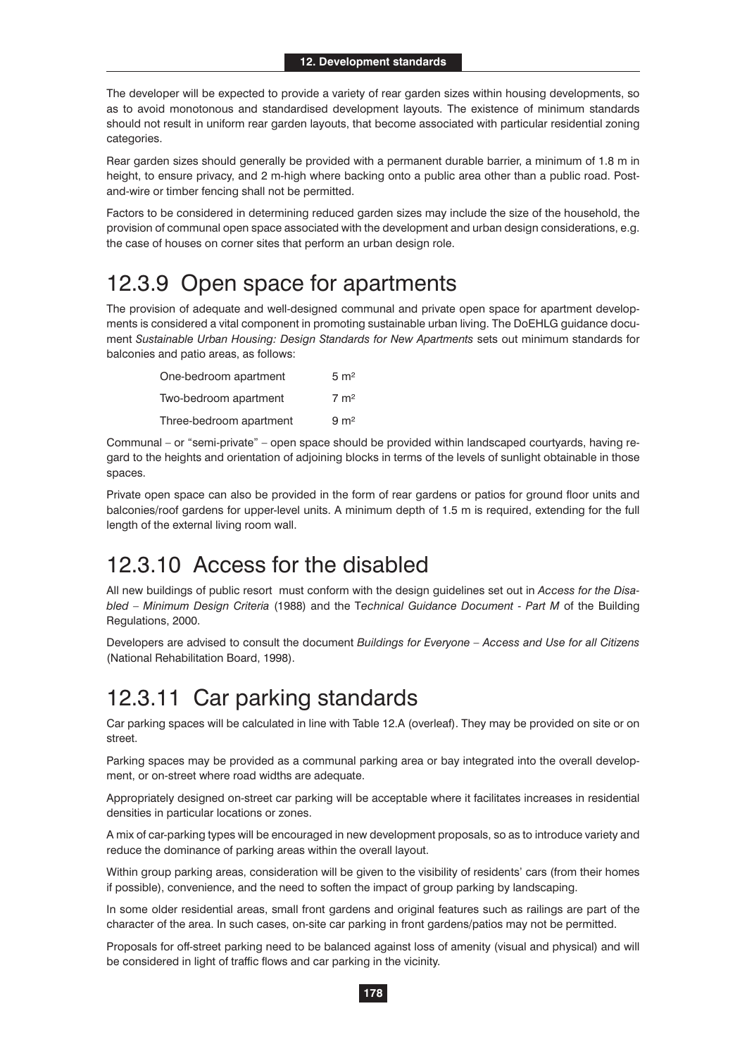The developer will be expected to provide a variety of rear garden sizes within housing developments, so as to avoid monotonous and standardised development layouts. The existence of minimum standards should not result in uniform rear garden layouts, that become associated with particular residential zoning categories.

Rear garden sizes should generally be provided with a permanent durable barrier, a minimum of 1.8 m in height, to ensure privacy, and 2 m-high where backing onto a public area other than a public road. Post-and-wire or timber fencing shall not be permitted.

Factors to be considered in determining reduced garden sizes may include the size of the household, the provision of communal open space associated with the development and urban design considerations, e.g. the case of houses on corner sites that perform an urban design role.

## 12.3.9 Open space for apartments

The provision of adequate and well-designed communal and private open space for apartment developments is considered a vital component in promoting sustainable urban living. The DoEHLG guidance document *Sustainable Urban Housing: Design Standards for New Apartments* sets out minimum standards for balconies and patio areas, as follows:

| | |
|---|---|
| One-bedroom apartment | 5 m² |
| Two-bedroom apartment | 7 m² |
| Three-bedroom apartment | 9 m² |

Communal – or "semi-private" – open space should be provided within landscaped courtyards, having regard to the heights and orientation of adjoining blocks in terms of the levels of sunlight obtainable in those spaces.

Private open space can also be provided in the form of rear gardens or patios for ground floor units and balconies/roof gardens for upper-level units. A minimum depth of 1.5 m is required, extending for the full length of the external living room wall.

## 12.3.10 Access for the disabled

All new buildings of public resort must conform with the design guidelines set out in *Access for the Disabled – Minimum Design Criteria* (1988) and the T*echnical Guidance Document - Part M* of the Building Regulations, 2000.

Developers are advised to consult the document *Buildings for Everyone – Access and Use for all Citizens* (National Rehabilitation Board, 1998).

## 12.3.11 Car parking standards

Car parking spaces will be calculated in line with Table 12.A (overleaf). They may be provided on site or on street.

Parking spaces may be provided as a communal parking area or bay integrated into the overall development, or on-street where road widths are adequate.

Appropriately designed on-street car parking will be acceptable where it facilitates increases in residential densities in particular locations or zones.

A mix of car-parking types will be encouraged in new development proposals, so as to introduce variety and reduce the dominance of parking areas within the overall layout.

Within group parking areas, consideration will be given to the visibility of residents' cars (from their homes if possible), convenience, and the need to soften the impact of group parking by landscaping.

In some older residential areas, small front gardens and original features such as railings are part of the character of the area. In such cases, on-site car parking in front gardens/patios may not be permitted.

Proposals for off-street parking need to be balanced against loss of amenity (visual and physical) and will be considered in light of traffic flows and car parking in the vicinity.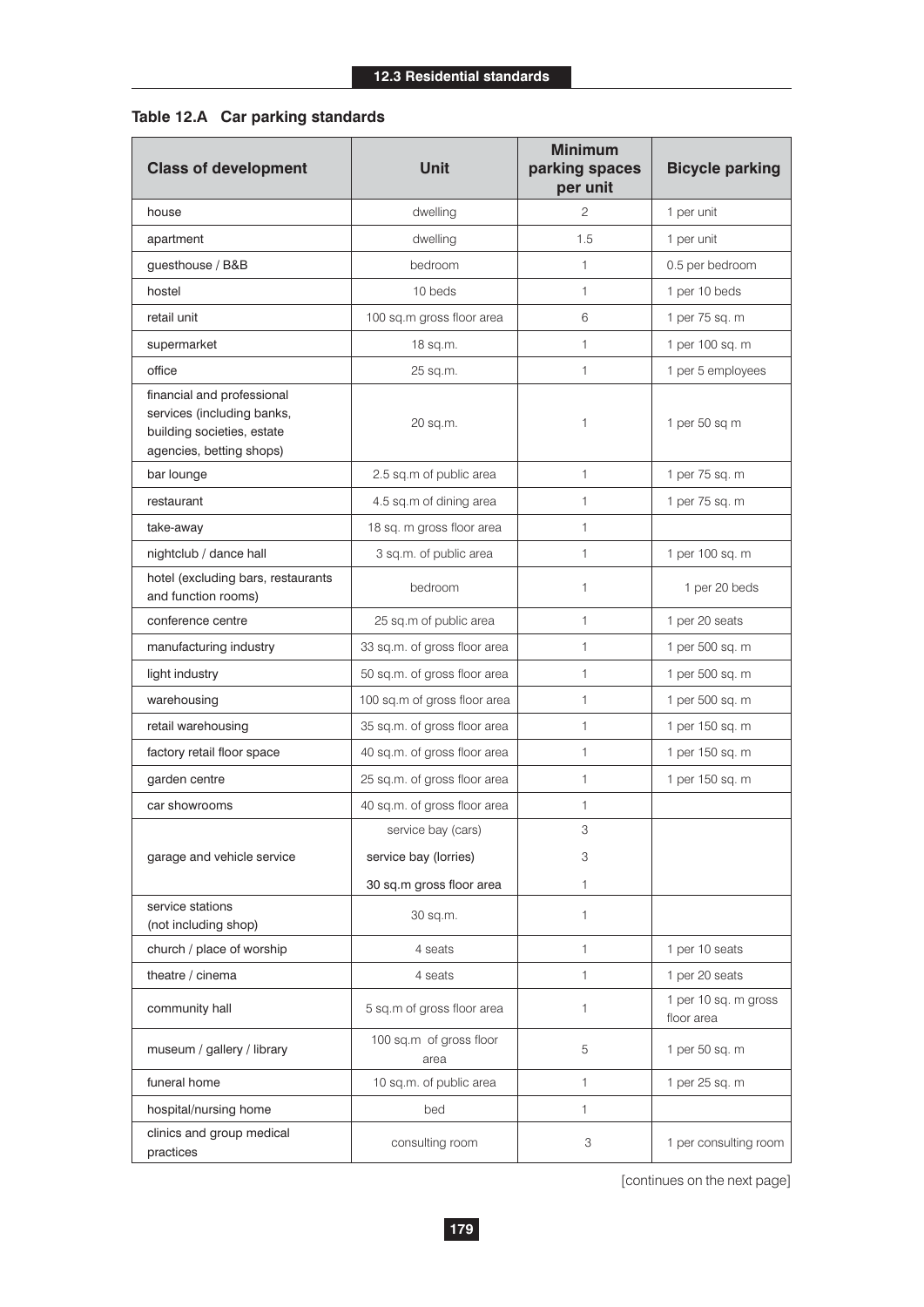**Table 12.A Car parking standards**

| Class of development | Unit | Minimum parking spaces per unit | Bicycle parking |
|---|---|---|---|
| house | dwelling | 2 | 1 per unit |
| apartment | dwelling | 1.5 | 1 per unit |
| guesthouse / B&B | bedroom | 1 | 0.5 per bedroom |
| hostel | 10 beds | 1 | 1 per 10 beds |
| retail unit | 100 sq.m gross floor area | 6 | 1 per 75 sq. m |
| supermarket | 18 sq.m. | 1 | 1 per 100 sq. m |
| office | 25 sq.m. | 1 | 1 per 5 employees |
| financial and professional services (including banks, building societies, estate agencies, betting shops) | 20 sq.m. | 1 | 1 per 50 sq m |
| bar lounge | 2.5 sq.m of public area | 1 | 1 per 75 sq. m |
| restaurant | 4.5 sq.m of dining area | 1 | 1 per 75 sq. m |
| take-away | 18 sq. m gross floor area | 1 | |
| nightclub / dance hall | 3 sq.m. of public area | 1 | 1 per 100 sq. m |
| hotel (excluding bars, restaurants and function rooms) | bedroom | 1 | 1 per 20 beds |
| conference centre | 25 sq.m of public area | 1 | 1 per 20 seats |
| manufacturing industry | 33 sq.m. of gross floor area | 1 | 1 per 500 sq. m |
| light industry | 50 sq.m. of gross floor area | 1 | 1 per 500 sq. m |
| warehousing | 100 sq.m of gross floor area | 1 | 1 per 500 sq. m |
| retail warehousing | 35 sq.m. of gross floor area | 1 | 1 per 150 sq. m |
| factory retail floor space | 40 sq.m. of gross floor area | 1 | 1 per 150 sq. m |
| garden centre | 25 sq.m. of gross floor area | 1 | 1 per 150 sq. m |
| car showrooms | 40 sq.m. of gross floor area | 1 | |
| garage and vehicle service | service bay (cars) | 3 | |
| | service bay (lorries) | 3 | |
| | 30 sq.m gross floor area | 1 | |
| service stations (not including shop) | 30 sq.m. | 1 | |
| church / place of worship | 4 seats | 1 | 1 per 10 seats |
| theatre / cinema | 4 seats | 1 | 1 per 20 seats |
| community hall | 5 sq.m of gross floor area | 1 | 1 per 10 sq. m gross floor area |
| museum / gallery / library | 100 sq.m of gross floor area | 5 | 1 per 50 sq. m |
| funeral home | 10 sq.m. of public area | 1 | 1 per 25 sq. m |
| hospital/nursing home | bed | 1 | |
| clinics and group medical practices | consulting room | 3 | 1 per consulting room |

[continues on the next page]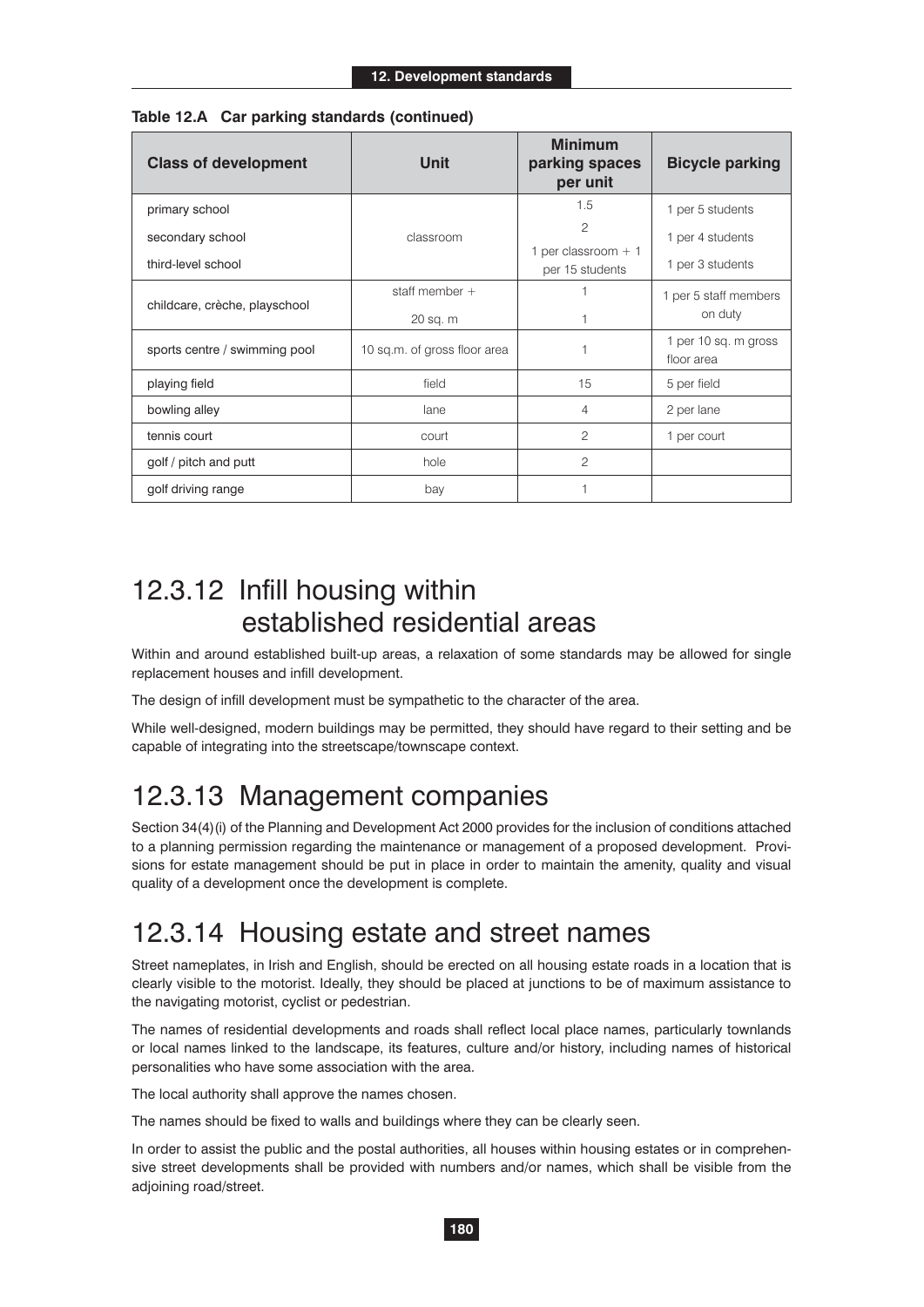**Table 12.A Car parking standards (continued)**

| Class of development | Unit | Minimum parking spaces per unit | Bicycle parking |
|---|---|---|---|
| primary school | classroom | 1.5 | 1 per 5 students |
| secondary school | | 2 | 1 per 4 students |
| third-level school | | 1 per classroom + 1 per 15 students | 1 per 3 students |
| childcare, crèche, playschool | staff member + | 1 | 1 per 5 staff members on duty |
| | 20 sq. m | 1 | |
| sports centre / swimming pool | 10 sq.m. of gross floor area | 1 | 1 per 10 sq. m gross floor area |
| playing field | field | 15 | 5 per field |
| bowling alley | lane | 4 | 2 per lane |
| tennis court | court | 2 | 1 per court |
| golf / pitch and putt | hole | 2 | |
| golf driving range | bay | 1 | |

# 12.3.12 Infill housing within established residential areas

Within and around established built-up areas, a relaxation of some standards may be allowed for single replacement houses and infill development.

The design of infill development must be sympathetic to the character of the area.

While well-designed, modern buildings may be permitted, they should have regard to their setting and be capable of integrating into the streetscape/townscape context.

# 12.3.13 Management companies

Section 34(4)(i) of the Planning and Development Act 2000 provides for the inclusion of conditions attached to a planning permission regarding the maintenance or management of a proposed development. Provisions for estate management should be put in place in order to maintain the amenity, quality and visual quality of a development once the development is complete.

# 12.3.14 Housing estate and street names

Street nameplates, in Irish and English, should be erected on all housing estate roads in a location that is clearly visible to the motorist. Ideally, they should be placed at junctions to be of maximum assistance to the navigating motorist, cyclist or pedestrian.

The names of residential developments and roads shall reflect local place names, particularly townlands or local names linked to the landscape, its features, culture and/or history, including names of historical personalities who have some association with the area.

The local authority shall approve the names chosen.

The names should be fixed to walls and buildings where they can be clearly seen.

In order to assist the public and the postal authorities, all houses within housing estates or in comprehensive street developments shall be provided with numbers and/or names, which shall be visible from the adjoining road/street.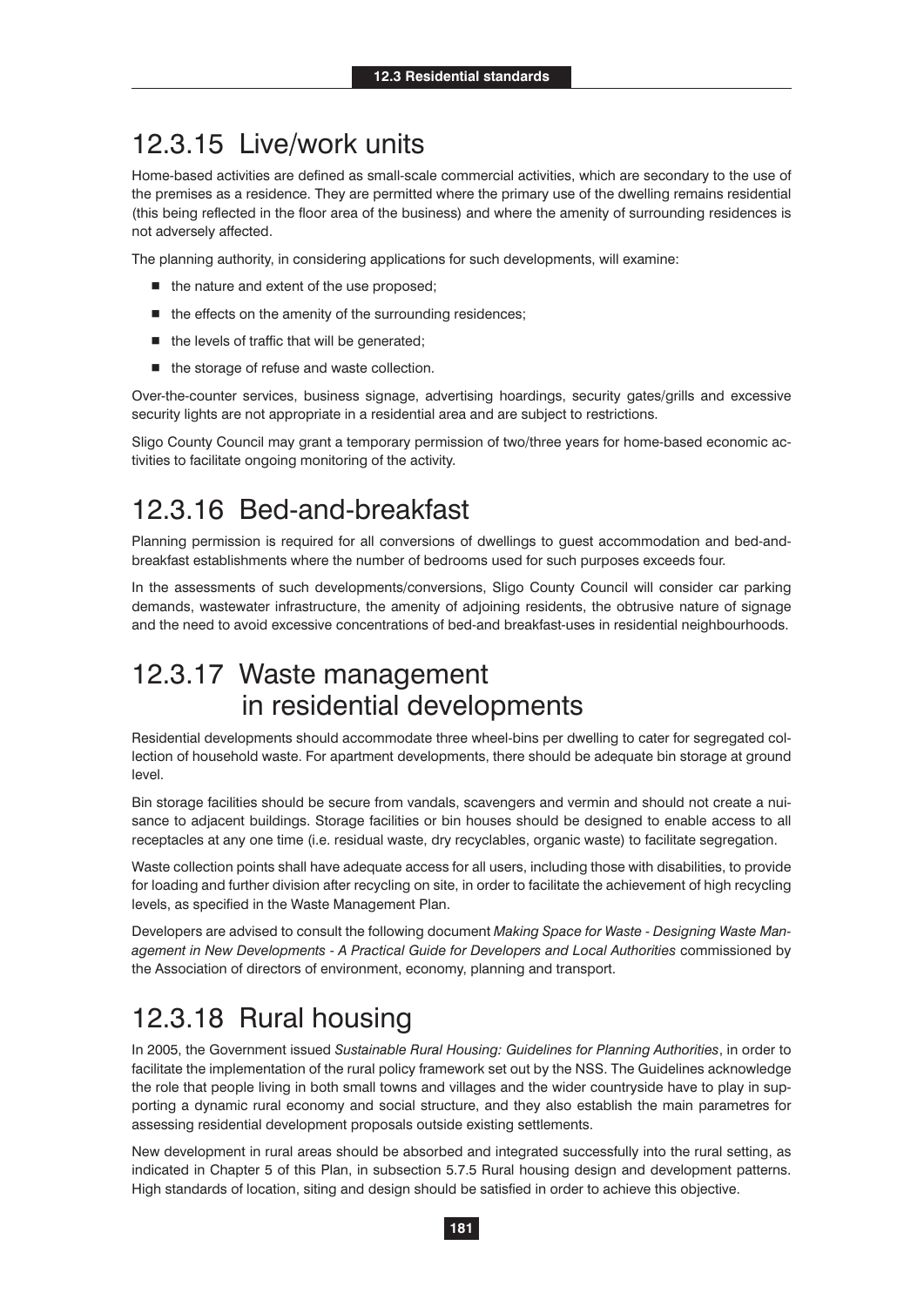## 12.3.15 Live/work units

Home-based activities are defined as small-scale commercial activities, which are secondary to the use of the premises as a residence. They are permitted where the primary use of the dwelling remains residential (this being reflected in the floor area of the business) and where the amenity of surrounding residences is not adversely affected.

The planning authority, in considering applications for such developments, will examine:

- the nature and extent of the use proposed;
- the effects on the amenity of the surrounding residences;
- the levels of traffic that will be generated;
- the storage of refuse and waste collection.

Over-the-counter services, business signage, advertising hoardings, security gates/grills and excessive security lights are not appropriate in a residential area and are subject to restrictions.

Sligo County Council may grant a temporary permission of two/three years for home-based economic activities to facilitate ongoing monitoring of the activity.

## 12.3.16 Bed-and-breakfast

Planning permission is required for all conversions of dwellings to guest accommodation and bed-and-breakfast establishments where the number of bedrooms used for such purposes exceeds four.

In the assessments of such developments/conversions, Sligo County Council will consider car parking demands, wastewater infrastructure, the amenity of adjoining residents, the obtrusive nature of signage and the need to avoid excessive concentrations of bed-and breakfast-uses in residential neighbourhoods.

## 12.3.17 Waste management in residential developments

Residential developments should accommodate three wheel-bins per dwelling to cater for segregated collection of household waste. For apartment developments, there should be adequate bin storage at ground level.

Bin storage facilities should be secure from vandals, scavengers and vermin and should not create a nuisance to adjacent buildings. Storage facilities or bin houses should be designed to enable access to all receptacles at any one time (i.e. residual waste, dry recyclables, organic waste) to facilitate segregation.

Waste collection points shall have adequate access for all users, including those with disabilities, to provide for loading and further division after recycling on site, in order to facilitate the achievement of high recycling levels, as specified in the Waste Management Plan.

Developers are advised to consult the following document *Making Space for Waste - Designing Waste Management in New Developments - A Practical Guide for Developers and Local Authorities* commissioned by the Association of directors of environment, economy, planning and transport.

## 12.3.18 Rural housing

In 2005, the Government issued *Sustainable Rural Housing: Guidelines for Planning Authorities*, in order to facilitate the implementation of the rural policy framework set out by the NSS. The Guidelines acknowledge the role that people living in both small towns and villages and the wider countryside have to play in supporting a dynamic rural economy and social structure, and they also establish the main parametres for assessing residential development proposals outside existing settlements.

New development in rural areas should be absorbed and integrated successfully into the rural setting, as indicated in Chapter 5 of this Plan, in subsection 5.7.5 Rural housing design and development patterns. High standards of location, siting and design should be satisfied in order to achieve this objective.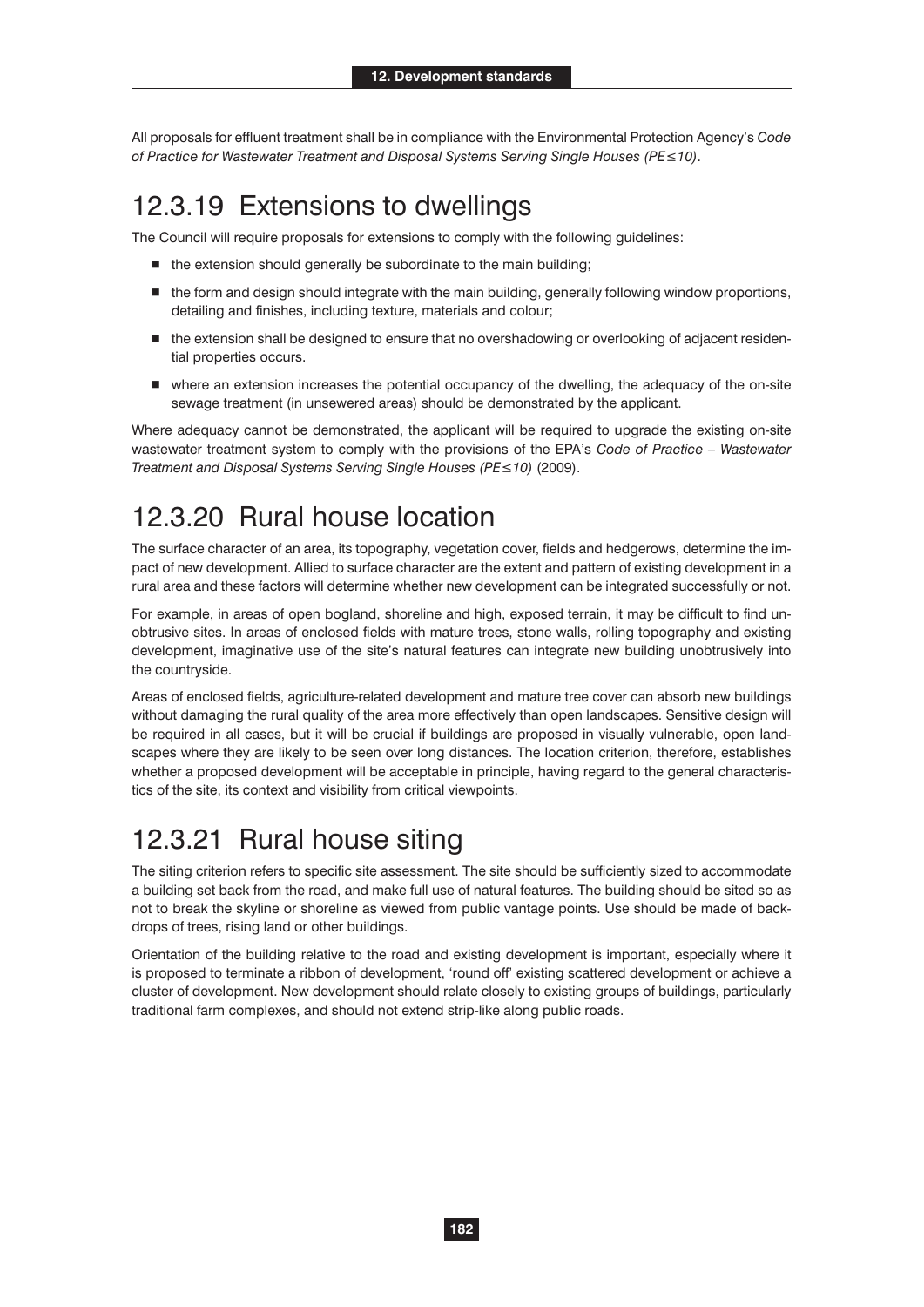All proposals for effluent treatment shall be in compliance with the Environmental Protection Agency's *Code of Practice for Wastewater Treatment and Disposal Systems Serving Single Houses (PE≤10)*.

## 12.3.19 Extensions to dwellings

The Council will require proposals for extensions to comply with the following guidelines:

- the extension should generally be subordinate to the main building;
- the form and design should integrate with the main building, generally following window proportions, detailing and finishes, including texture, materials and colour;
- the extension shall be designed to ensure that no overshadowing or overlooking of adjacent residential properties occurs.
- where an extension increases the potential occupancy of the dwelling, the adequacy of the on-site sewage treatment (in unsewered areas) should be demonstrated by the applicant.

Where adequacy cannot be demonstrated, the applicant will be required to upgrade the existing on-site wastewater treatment system to comply with the provisions of the EPA's *Code of Practice – Wastewater Treatment and Disposal Systems Serving Single Houses (PE≤10)* (2009).

## 12.3.20 Rural house location

The surface character of an area, its topography, vegetation cover, fields and hedgerows, determine the impact of new development. Allied to surface character are the extent and pattern of existing development in a rural area and these factors will determine whether new development can be integrated successfully or not.

For example, in areas of open bogland, shoreline and high, exposed terrain, it may be difficult to find unobtrusive sites. In areas of enclosed fields with mature trees, stone walls, rolling topography and existing development, imaginative use of the site's natural features can integrate new building unobtrusively into the countryside.

Areas of enclosed fields, agriculture-related development and mature tree cover can absorb new buildings without damaging the rural quality of the area more effectively than open landscapes. Sensitive design will be required in all cases, but it will be crucial if buildings are proposed in visually vulnerable, open landscapes where they are likely to be seen over long distances. The location criterion, therefore, establishes whether a proposed development will be acceptable in principle, having regard to the general characteristics of the site, its context and visibility from critical viewpoints.

## 12.3.21 Rural house siting

The siting criterion refers to specific site assessment. The site should be sufficiently sized to accommodate a building set back from the road, and make full use of natural features. The building should be sited so as not to break the skyline or shoreline as viewed from public vantage points. Use should be made of backdrops of trees, rising land or other buildings.

Orientation of the building relative to the road and existing development is important, especially where it is proposed to terminate a ribbon of development, 'round off' existing scattered development or achieve a cluster of development. New development should relate closely to existing groups of buildings, particularly traditional farm complexes, and should not extend strip-like along public roads.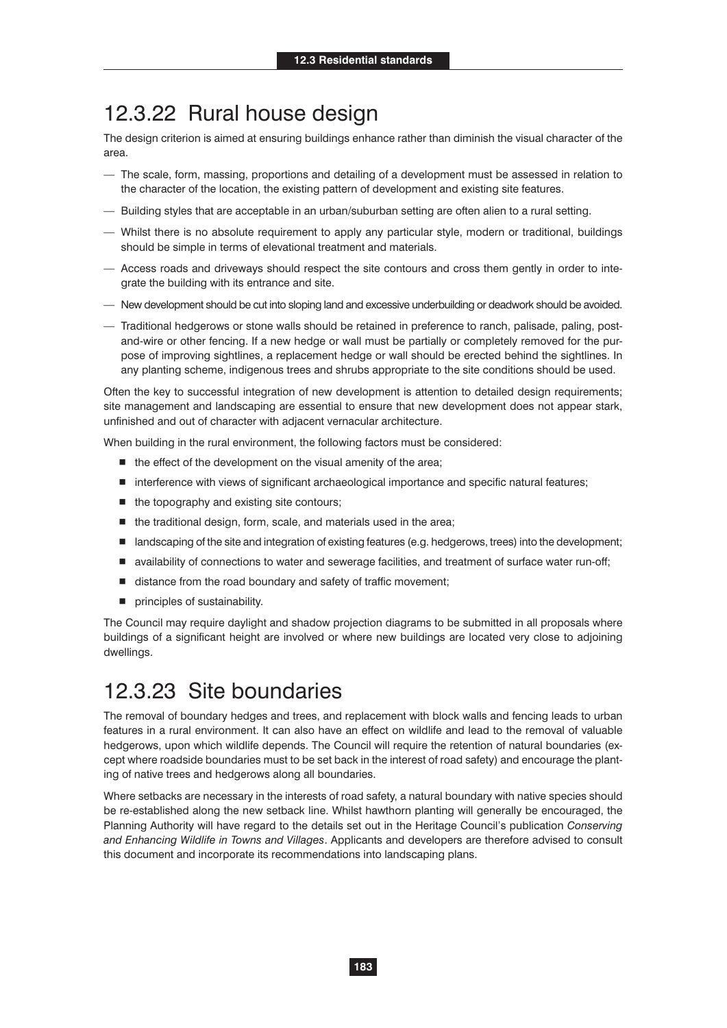## 12.3.22 Rural house design

The design criterion is aimed at ensuring buildings enhance rather than diminish the visual character of the area.

- The scale, form, massing, proportions and detailing of a development must be assessed in relation to the character of the location, the existing pattern of development and existing site features.
- Building styles that are acceptable in an urban/suburban setting are often alien to a rural setting.
- Whilst there is no absolute requirement to apply any particular style, modern or traditional, buildings should be simple in terms of elevational treatment and materials.
- Access roads and driveways should respect the site contours and cross them gently in order to integrate the building with its entrance and site.
- New development should be cut into sloping land and excessive underbuilding or deadwork should be avoided.
- Traditional hedgerows or stone walls should be retained in preference to ranch, palisade, paling, post-and-wire or other fencing. If a new hedge or wall must be partially or completely removed for the purpose of improving sightlines, a replacement hedge or wall should be erected behind the sightlines. In any planting scheme, indigenous trees and shrubs appropriate to the site conditions should be used.

Often the key to successful integration of new development is attention to detailed design requirements; site management and landscaping are essential to ensure that new development does not appear stark, unfinished and out of character with adjacent vernacular architecture.

When building in the rural environment, the following factors must be considered:

- the effect of the development on the visual amenity of the area;
- interference with views of significant archaeological importance and specific natural features;
- the topography and existing site contours;
- the traditional design, form, scale, and materials used in the area;
- landscaping of the site and integration of existing features (e.g. hedgerows, trees) into the development;
- availability of connections to water and sewerage facilities, and treatment of surface water run-off;
- distance from the road boundary and safety of traffic movement;
- principles of sustainability.

The Council may require daylight and shadow projection diagrams to be submitted in all proposals where buildings of a significant height are involved or where new buildings are located very close to adjoining dwellings.

## 12.3.23 Site boundaries

The removal of boundary hedges and trees, and replacement with block walls and fencing leads to urban features in a rural environment. It can also have an effect on wildlife and lead to the removal of valuable hedgerows, upon which wildlife depends. The Council will require the retention of natural boundaries (except where roadside boundaries must to be set back in the interest of road safety) and encourage the planting of native trees and hedgerows along all boundaries.

Where setbacks are necessary in the interests of road safety, a natural boundary with native species should be re-established along the new setback line. Whilst hawthorn planting will generally be encouraged, the Planning Authority will have regard to the details set out in the Heritage Council's publication *Conserving and Enhancing Wildlife in Towns and Villages*. Applicants and developers are therefore advised to consult this document and incorporate its recommendations into landscaping plans.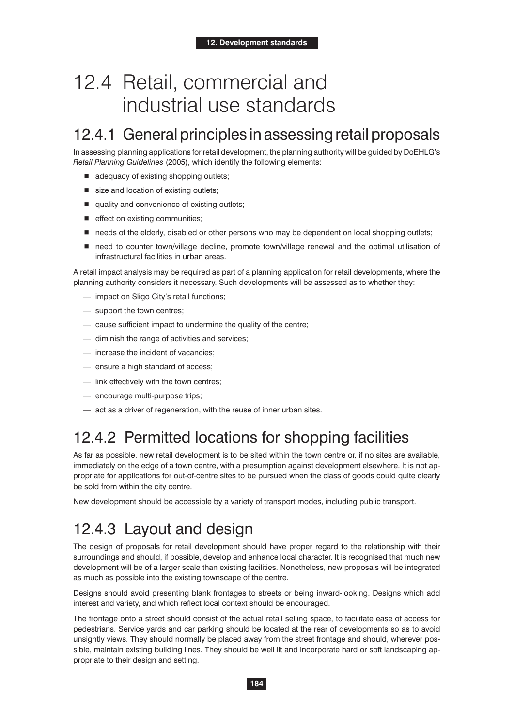# 12.4 Retail, commercial and industrial use standards

## 12.4.1 General principles in assessing retail proposals

In assessing planning applications for retail development, the planning authority will be guided by DoEHLG's *Retail Planning Guidelines* (2005), which identify the following elements:

- adequacy of existing shopping outlets;
- size and location of existing outlets;
- quality and convenience of existing outlets;
- effect on existing communities;
- needs of the elderly, disabled or other persons who may be dependent on local shopping outlets;
- need to counter town/village decline, promote town/village renewal and the optimal utilisation of infrastructural facilities in urban areas.

A retail impact analysis may be required as part of a planning application for retail developments, where the planning authority considers it necessary. Such developments will be assessed as to whether they:

- impact on Sligo City's retail functions;
- support the town centres;
- cause sufficient impact to undermine the quality of the centre;
- diminish the range of activities and services;
- increase the incident of vacancies;
- ensure a high standard of access;
- link effectively with the town centres;
- encourage multi-purpose trips;
- act as a driver of regeneration, with the reuse of inner urban sites.

## 12.4.2 Permitted locations for shopping facilities

As far as possible, new retail development is to be sited within the town centre or, if no sites are available, immediately on the edge of a town centre, with a presumption against development elsewhere. It is not appropriate for applications for out-of-centre sites to be pursued when the class of goods could quite clearly be sold from within the city centre.

New development should be accessible by a variety of transport modes, including public transport.

## 12.4.3 Layout and design

The design of proposals for retail development should have proper regard to the relationship with their surroundings and should, if possible, develop and enhance local character. It is recognised that much new development will be of a larger scale than existing facilities. Nonetheless, new proposals will be integrated as much as possible into the existing townscape of the centre.

Designs should avoid presenting blank frontages to streets or being inward-looking. Designs which add interest and variety, and which reflect local context should be encouraged.

The frontage onto a street should consist of the actual retail selling space, to facilitate ease of access for pedestrians. Service yards and car parking should be located at the rear of developments so as to avoid unsightly views. They should normally be placed away from the street frontage and should, wherever possible, maintain existing building lines. They should be well lit and incorporate hard or soft landscaping appropriate to their design and setting.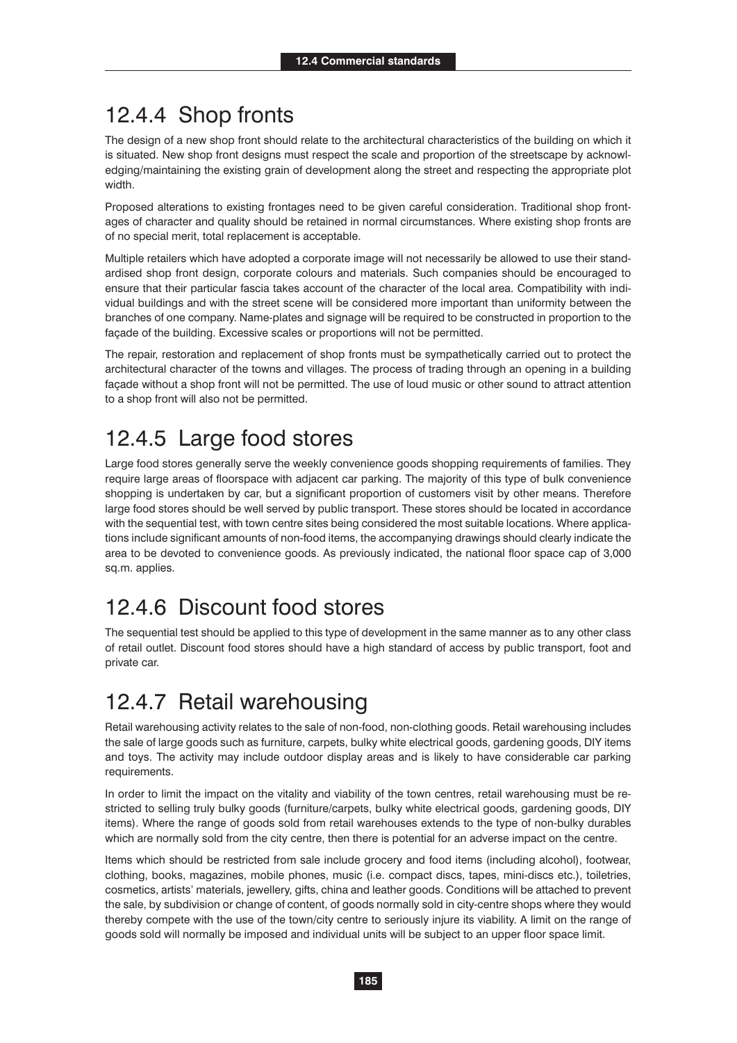## 12.4.4 Shop fronts

The design of a new shop front should relate to the architectural characteristics of the building on which it is situated. New shop front designs must respect the scale and proportion of the streetscape by acknowledging/maintaining the existing grain of development along the street and respecting the appropriate plot width.

Proposed alterations to existing frontages need to be given careful consideration. Traditional shop frontages of character and quality should be retained in normal circumstances. Where existing shop fronts are of no special merit, total replacement is acceptable.

Multiple retailers which have adopted a corporate image will not necessarily be allowed to use their standardised shop front design, corporate colours and materials. Such companies should be encouraged to ensure that their particular fascia takes account of the character of the local area. Compatibility with individual buildings and with the street scene will be considered more important than uniformity between the branches of one company. Name-plates and signage will be required to be constructed in proportion to the façade of the building. Excessive scales or proportions will not be permitted.

The repair, restoration and replacement of shop fronts must be sympathetically carried out to protect the architectural character of the towns and villages. The process of trading through an opening in a building façade without a shop front will not be permitted. The use of loud music or other sound to attract attention to a shop front will also not be permitted.

## 12.4.5 Large food stores

Large food stores generally serve the weekly convenience goods shopping requirements of families. They require large areas of floorspace with adjacent car parking. The majority of this type of bulk convenience shopping is undertaken by car, but a significant proportion of customers visit by other means. Therefore large food stores should be well served by public transport. These stores should be located in accordance with the sequential test, with town centre sites being considered the most suitable locations. Where applications include significant amounts of non-food items, the accompanying drawings should clearly indicate the area to be devoted to convenience goods. As previously indicated, the national floor space cap of 3,000 sq.m. applies.

## 12.4.6 Discount food stores

The sequential test should be applied to this type of development in the same manner as to any other class of retail outlet. Discount food stores should have a high standard of access by public transport, foot and private car.

## 12.4.7 Retail warehousing

Retail warehousing activity relates to the sale of non-food, non-clothing goods. Retail warehousing includes the sale of large goods such as furniture, carpets, bulky white electrical goods, gardening goods, DIY items and toys. The activity may include outdoor display areas and is likely to have considerable car parking requirements.

In order to limit the impact on the vitality and viability of the town centres, retail warehousing must be restricted to selling truly bulky goods (furniture/carpets, bulky white electrical goods, gardening goods, DIY items). Where the range of goods sold from retail warehouses extends to the type of non-bulky durables which are normally sold from the city centre, then there is potential for an adverse impact on the centre.

Items which should be restricted from sale include grocery and food items (including alcohol), footwear, clothing, books, magazines, mobile phones, music (i.e. compact discs, tapes, mini-discs etc.), toiletries, cosmetics, artists' materials, jewellery, gifts, china and leather goods. Conditions will be attached to prevent the sale, by subdivision or change of content, of goods normally sold in city-centre shops where they would thereby compete with the use of the town/city centre to seriously injure its viability. A limit on the range of goods sold will normally be imposed and individual units will be subject to an upper floor space limit.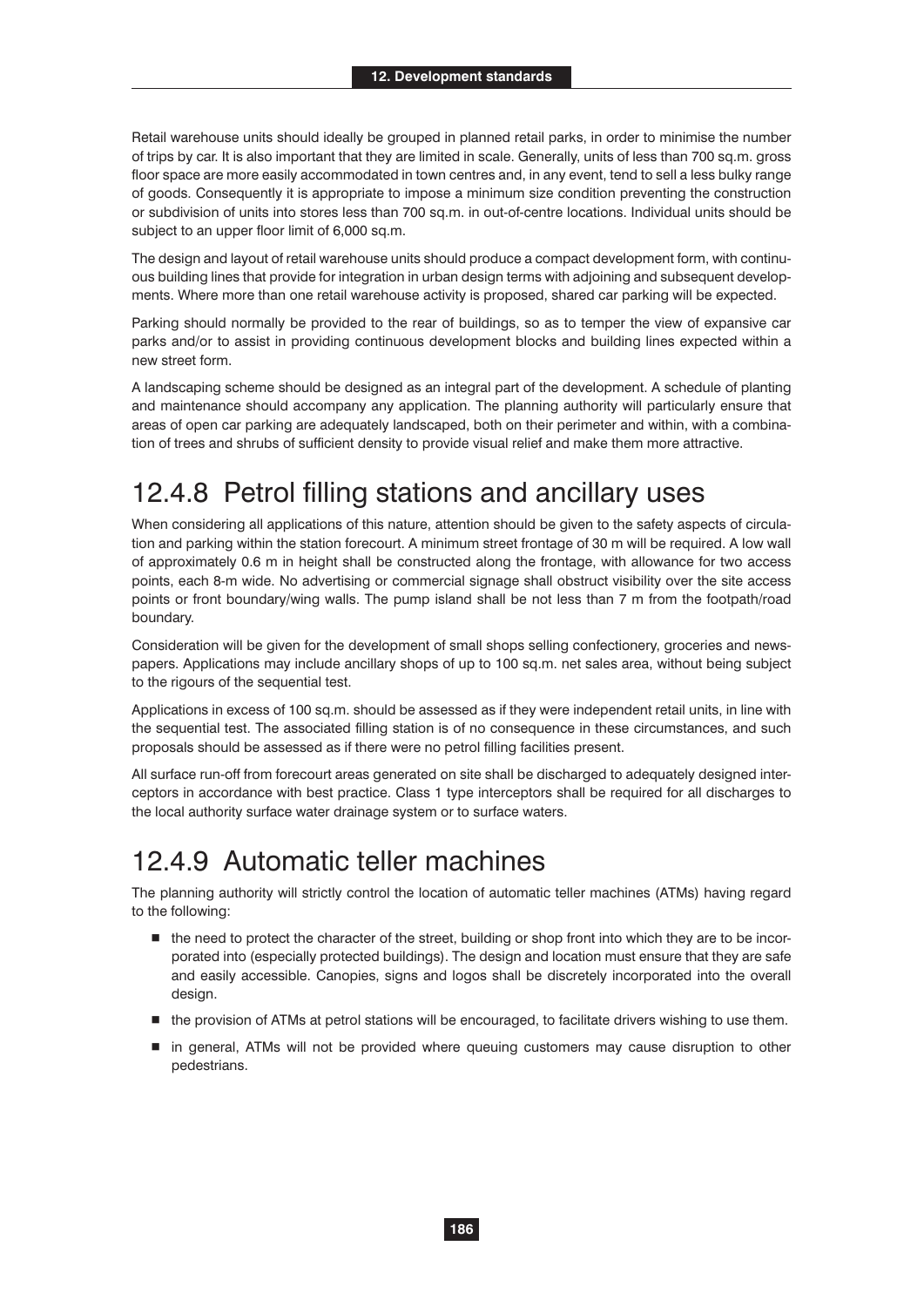Retail warehouse units should ideally be grouped in planned retail parks, in order to minimise the number of trips by car. It is also important that they are limited in scale. Generally, units of less than 700 sq.m. gross floor space are more easily accommodated in town centres and, in any event, tend to sell a less bulky range of goods. Consequently it is appropriate to impose a minimum size condition preventing the construction or subdivision of units into stores less than 700 sq.m. in out-of-centre locations. Individual units should be subject to an upper floor limit of 6,000 sq.m.

The design and layout of retail warehouse units should produce a compact development form, with continuous building lines that provide for integration in urban design terms with adjoining and subsequent developments. Where more than one retail warehouse activity is proposed, shared car parking will be expected.

Parking should normally be provided to the rear of buildings, so as to temper the view of expansive car parks and/or to assist in providing continuous development blocks and building lines expected within a new street form.

A landscaping scheme should be designed as an integral part of the development. A schedule of planting and maintenance should accompany any application. The planning authority will particularly ensure that areas of open car parking are adequately landscaped, both on their perimeter and within, with a combination of trees and shrubs of sufficient density to provide visual relief and make them more attractive.

## 12.4.8 Petrol filling stations and ancillary uses

When considering all applications of this nature, attention should be given to the safety aspects of circulation and parking within the station forecourt. A minimum street frontage of 30 m will be required. A low wall of approximately 0.6 m in height shall be constructed along the frontage, with allowance for two access points, each 8-m wide. No advertising or commercial signage shall obstruct visibility over the site access points or front boundary/wing walls. The pump island shall be not less than 7 m from the footpath/road boundary.

Consideration will be given for the development of small shops selling confectionery, groceries and newspapers. Applications may include ancillary shops of up to 100 sq.m. net sales area, without being subject to the rigours of the sequential test.

Applications in excess of 100 sq.m. should be assessed as if they were independent retail units, in line with the sequential test. The associated filling station is of no consequence in these circumstances, and such proposals should be assessed as if there were no petrol filling facilities present.

All surface run-off from forecourt areas generated on site shall be discharged to adequately designed interceptors in accordance with best practice. Class 1 type interceptors shall be required for all discharges to the local authority surface water drainage system or to surface waters.

## 12.4.9 Automatic teller machines

The planning authority will strictly control the location of automatic teller machines (ATMs) having regard to the following:

- the need to protect the character of the street, building or shop front into which they are to be incorporated into (especially protected buildings). The design and location must ensure that they are safe and easily accessible. Canopies, signs and logos shall be discretely incorporated into the overall design.
- the provision of ATMs at petrol stations will be encouraged, to facilitate drivers wishing to use them.
- in general, ATMs will not be provided where queuing customers may cause disruption to other pedestrians.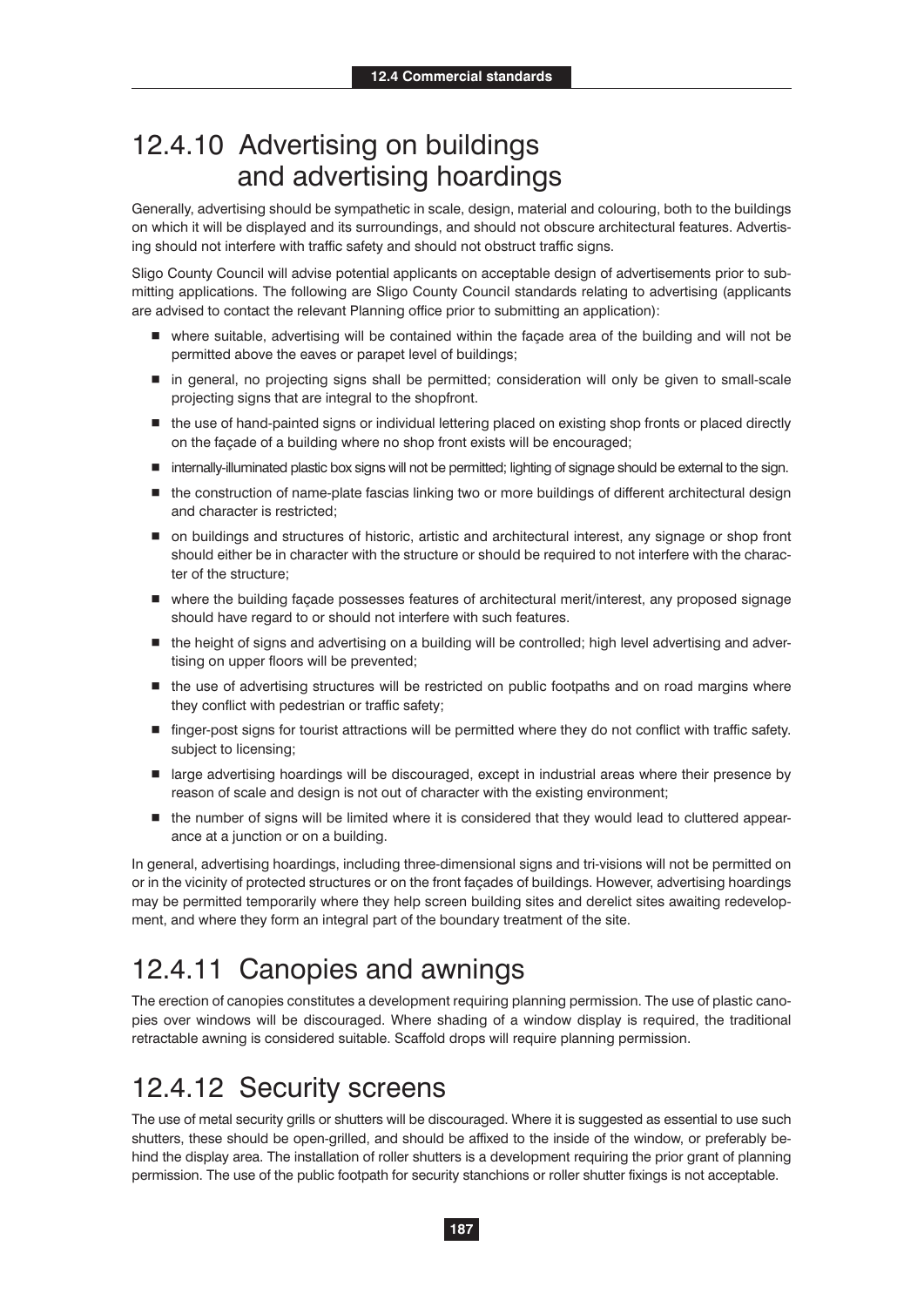## 12.4.10 Advertising on buildings and advertising hoardings

Generally, advertising should be sympathetic in scale, design, material and colouring, both to the buildings on which it will be displayed and its surroundings, and should not obscure architectural features. Advertising should not interfere with traffic safety and should not obstruct traffic signs.

Sligo County Council will advise potential applicants on acceptable design of advertisements prior to submitting applications. The following are Sligo County Council standards relating to advertising (applicants are advised to contact the relevant Planning office prior to submitting an application):

- where suitable, advertising will be contained within the façade area of the building and will not be permitted above the eaves or parapet level of buildings;
- in general, no projecting signs shall be permitted; consideration will only be given to small-scale projecting signs that are integral to the shopfront.
- the use of hand-painted signs or individual lettering placed on existing shop fronts or placed directly on the façade of a building where no shop front exists will be encouraged;
- internally-illuminated plastic box signs will not be permitted; lighting of signage should be external to the sign.
- the construction of name-plate fascias linking two or more buildings of different architectural design and character is restricted;
- on buildings and structures of historic, artistic and architectural interest, any signage or shop front should either be in character with the structure or should be required to not interfere with the character of the structure;
- where the building façade possesses features of architectural merit/interest, any proposed signage should have regard to or should not interfere with such features.
- the height of signs and advertising on a building will be controlled; high level advertising and advertising on upper floors will be prevented;
- the use of advertising structures will be restricted on public footpaths and on road margins where they conflict with pedestrian or traffic safety;
- finger-post signs for tourist attractions will be permitted where they do not conflict with traffic safety. subject to licensing;
- large advertising hoardings will be discouraged, except in industrial areas where their presence by reason of scale and design is not out of character with the existing environment;
- the number of signs will be limited where it is considered that they would lead to cluttered appearance at a junction or on a building.

In general, advertising hoardings, including three-dimensional signs and tri-visions will not be permitted on or in the vicinity of protected structures or on the front façades of buildings. However, advertising hoardings may be permitted temporarily where they help screen building sites and derelict sites awaiting redevelopment, and where they form an integral part of the boundary treatment of the site.

## 12.4.11 Canopies and awnings

The erection of canopies constitutes a development requiring planning permission. The use of plastic canopies over windows will be discouraged. Where shading of a window display is required, the traditional retractable awning is considered suitable. Scaffold drops will require planning permission.

## 12.4.12 Security screens

The use of metal security grills or shutters will be discouraged. Where it is suggested as essential to use such shutters, these should be open-grilled, and should be affixed to the inside of the window, or preferably behind the display area. The installation of roller shutters is a development requiring the prior grant of planning permission. The use of the public footpath for security stanchions or roller shutter fixings is not acceptable.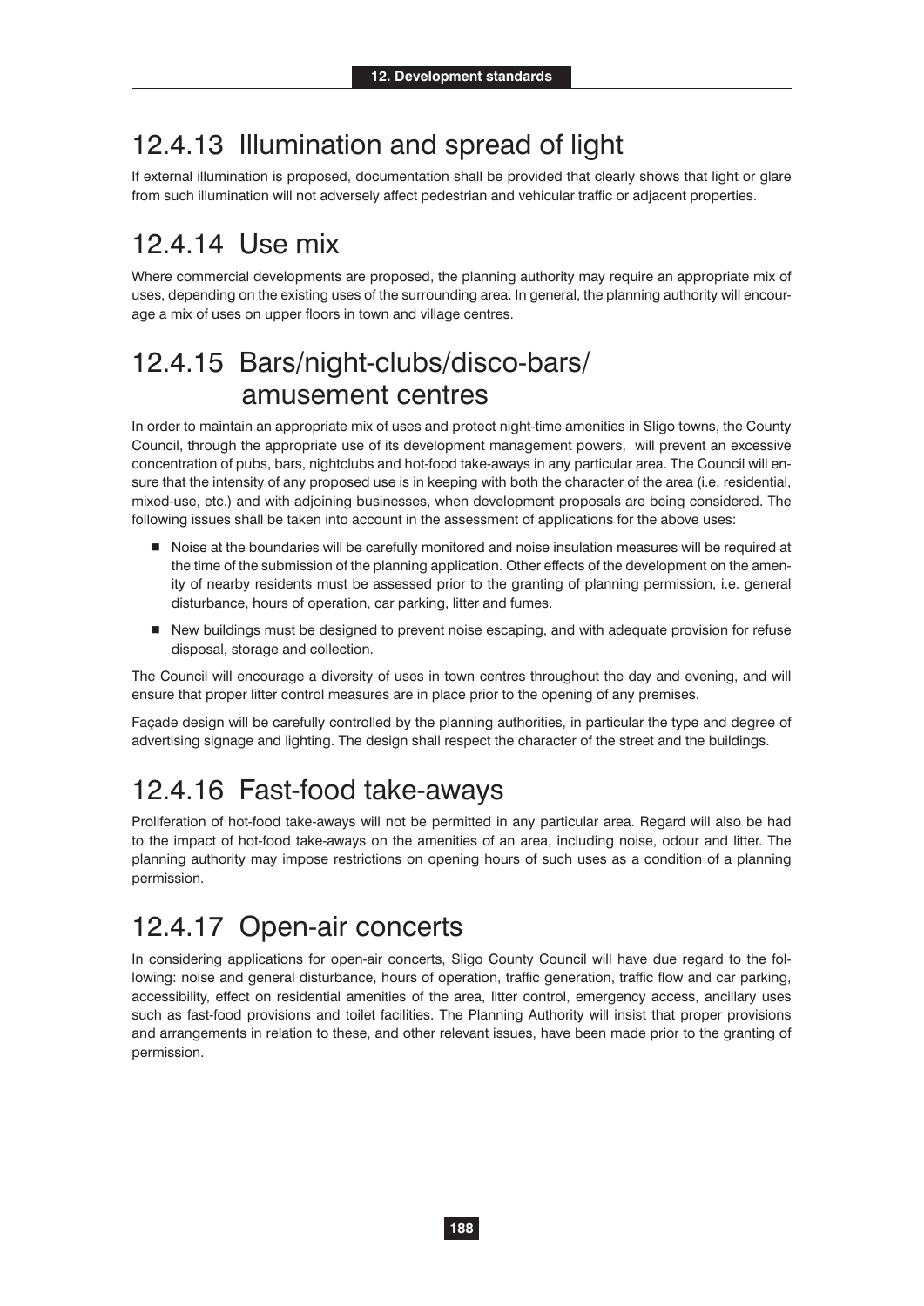## 12.4.13 Illumination and spread of light

If external illumination is proposed, documentation shall be provided that clearly shows that light or glare from such illumination will not adversely affect pedestrian and vehicular traffic or adjacent properties.

## 12.4.14 Use mix

Where commercial developments are proposed, the planning authority may require an appropriate mix of uses, depending on the existing uses of the surrounding area. In general, the planning authority will encourage a mix of uses on upper floors in town and village centres.

## 12.4.15 Bars/night-clubs/disco-bars/ amusement centres

In order to maintain an appropriate mix of uses and protect night-time amenities in Sligo towns, the County Council, through the appropriate use of its development management powers, will prevent an excessive concentration of pubs, bars, nightclubs and hot-food take-aways in any particular area. The Council will ensure that the intensity of any proposed use is in keeping with both the character of the area (i.e. residential, mixed-use, etc.) and with adjoining businesses, when development proposals are being considered. The following issues shall be taken into account in the assessment of applications for the above uses:

- Noise at the boundaries will be carefully monitored and noise insulation measures will be required at the time of the submission of the planning application. Other effects of the development on the amenity of nearby residents must be assessed prior to the granting of planning permission, i.e. general disturbance, hours of operation, car parking, litter and fumes.
- New buildings must be designed to prevent noise escaping, and with adequate provision for refuse disposal, storage and collection.

The Council will encourage a diversity of uses in town centres throughout the day and evening, and will ensure that proper litter control measures are in place prior to the opening of any premises.

Façade design will be carefully controlled by the planning authorities, in particular the type and degree of advertising signage and lighting. The design shall respect the character of the street and the buildings.

## 12.4.16 Fast-food take-aways

Proliferation of hot-food take-aways will not be permitted in any particular area. Regard will also be had to the impact of hot-food take-aways on the amenities of an area, including noise, odour and litter. The planning authority may impose restrictions on opening hours of such uses as a condition of a planning permission.

## 12.4.17 Open-air concerts

In considering applications for open-air concerts, Sligo County Council will have due regard to the following: noise and general disturbance, hours of operation, traffic generation, traffic flow and car parking, accessibility, effect on residential amenities of the area, litter control, emergency access, ancillary uses such as fast-food provisions and toilet facilities. The Planning Authority will insist that proper provisions and arrangements in relation to these, and other relevant issues, have been made prior to the granting of permission.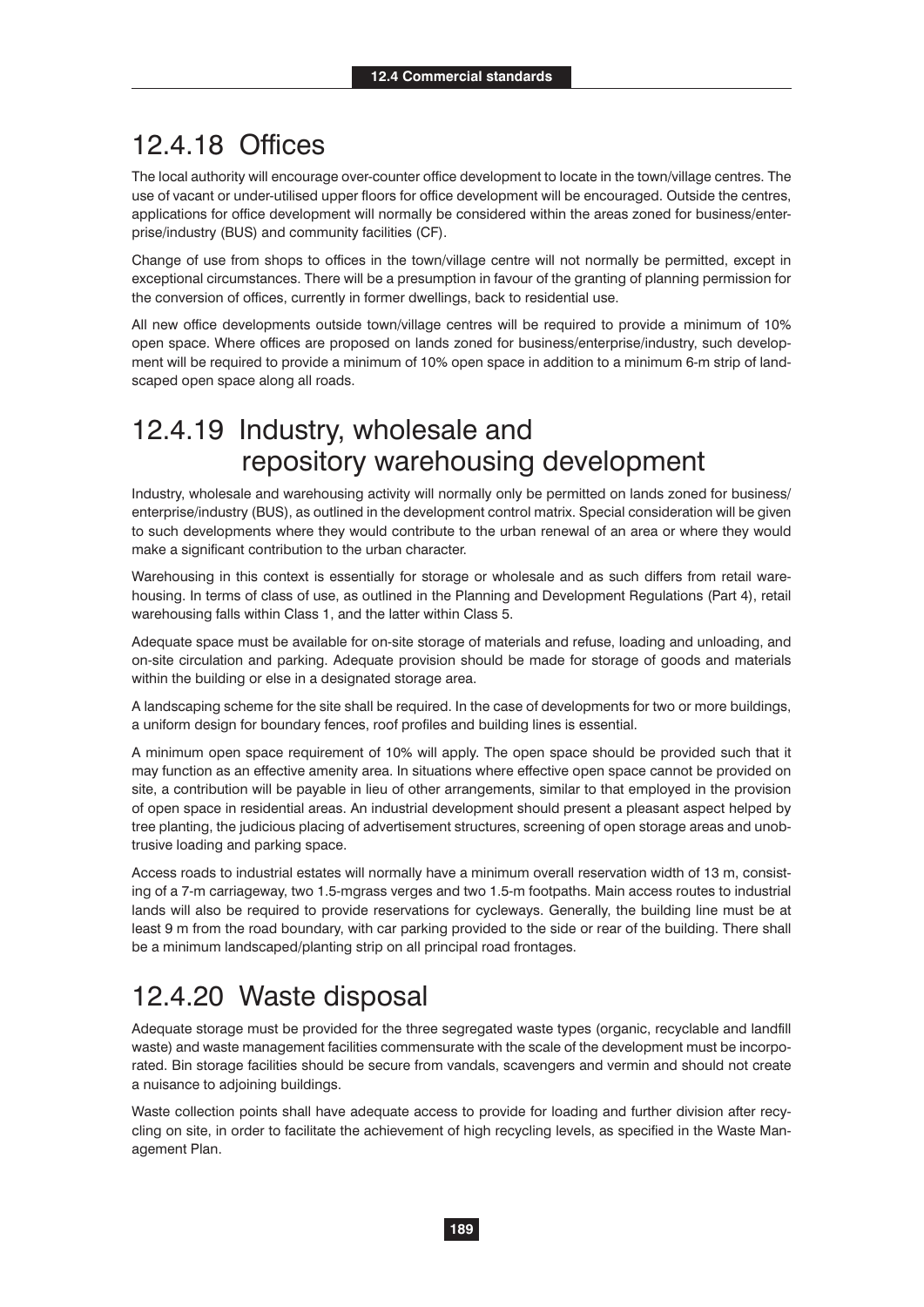## 12.4.18 Offices

The local authority will encourage over-counter office development to locate in the town/village centres. The use of vacant or under-utilised upper floors for office development will be encouraged. Outside the centres, applications for office development will normally be considered within the areas zoned for business/enterprise/industry (BUS) and community facilities (CF).

Change of use from shops to offices in the town/village centre will not normally be permitted, except in exceptional circumstances. There will be a presumption in favour of the granting of planning permission for the conversion of offices, currently in former dwellings, back to residential use.

All new office developments outside town/village centres will be required to provide a minimum of 10% open space. Where offices are proposed on lands zoned for business/enterprise/industry, such development will be required to provide a minimum of 10% open space in addition to a minimum 6-m strip of landscaped open space along all roads.

## 12.4.19 Industry, wholesale and repository warehousing development

Industry, wholesale and warehousing activity will normally only be permitted on lands zoned for business/enterprise/industry (BUS), as outlined in the development control matrix. Special consideration will be given to such developments where they would contribute to the urban renewal of an area or where they would make a significant contribution to the urban character.

Warehousing in this context is essentially for storage or wholesale and as such differs from retail warehousing. In terms of class of use, as outlined in the Planning and Development Regulations (Part 4), retail warehousing falls within Class 1, and the latter within Class 5.

Adequate space must be available for on-site storage of materials and refuse, loading and unloading, and on-site circulation and parking. Adequate provision should be made for storage of goods and materials within the building or else in a designated storage area.

A landscaping scheme for the site shall be required. In the case of developments for two or more buildings, a uniform design for boundary fences, roof profiles and building lines is essential.

A minimum open space requirement of 10% will apply. The open space should be provided such that it may function as an effective amenity area. In situations where effective open space cannot be provided on site, a contribution will be payable in lieu of other arrangements, similar to that employed in the provision of open space in residential areas. An industrial development should present a pleasant aspect helped by tree planting, the judicious placing of advertisement structures, screening of open storage areas and unobtrusive loading and parking space.

Access roads to industrial estates will normally have a minimum overall reservation width of 13 m, consisting of a 7-m carriageway, two 1.5-mgrass verges and two 1.5-m footpaths. Main access routes to industrial lands will also be required to provide reservations for cycleways. Generally, the building line must be at least 9 m from the road boundary, with car parking provided to the side or rear of the building. There shall be a minimum landscaped/planting strip on all principal road frontages.

## 12.4.20 Waste disposal

Adequate storage must be provided for the three segregated waste types (organic, recyclable and landfill waste) and waste management facilities commensurate with the scale of the development must be incorporated. Bin storage facilities should be secure from vandals, scavengers and vermin and should not create a nuisance to adjoining buildings.

Waste collection points shall have adequate access to provide for loading and further division after recycling on site, in order to facilitate the achievement of high recycling levels, as specified in the Waste Management Plan.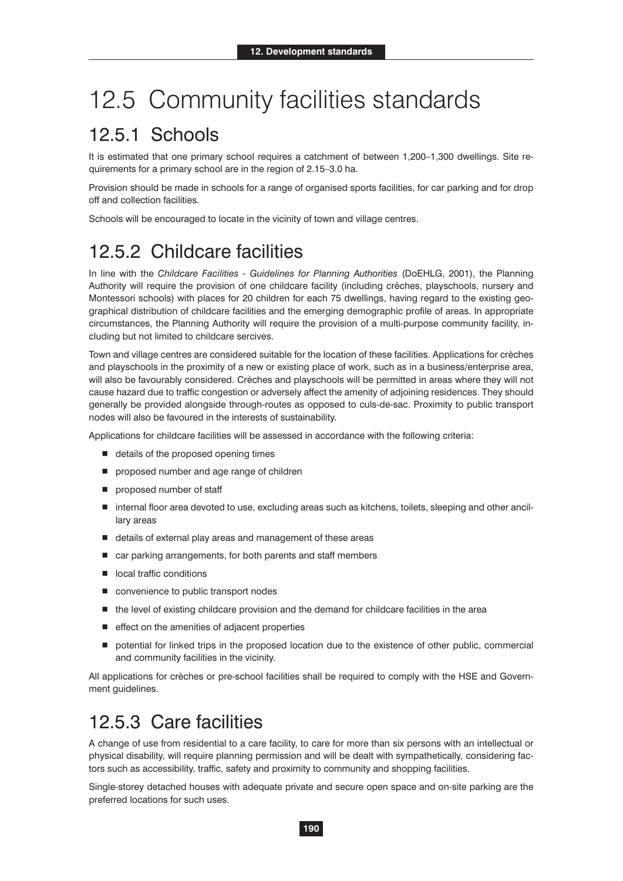# 12.5 Community facilities standards

## 12.5.1 Schools

It is estimated that one primary school requires a catchment of between 1,200–1,300 dwellings. Site requirements for a primary school are in the region of 2.15–3.0 ha.

Provision should be made in schools for a range of organised sports facilities, for car parking and for drop off and collection facilities.

Schools will be encouraged to locate in the vicinity of town and village centres.

## 12.5.2 Childcare facilities

In line with the *Childcare Facilities - Guidelines for Planning Authorities* (DoEHLG, 2001), the Planning Authority will require the provision of one childcare facility (including crèches, playschools, nursery and Montessori schools) with places for 20 children for each 75 dwellings, having regard to the existing geographical distribution of childcare facilities and the emerging demographic profile of areas. In appropriate circumstances, the Planning Authority will require the provision of a multi-purpose community facility, including but not limited to childcare sercives.

Town and village centres are considered suitable for the location of these facilities. Applications for crèches and playschools in the proximity of a new or existing place of work, such as in a business/enterprise area, will also be favourably considered. Crèches and playschools will be permitted in areas where they will not cause hazard due to traffic congestion or adversely affect the amenity of adjoining residences. They should generally be provided alongside through-routes as opposed to culs-de-sac. Proximity to public transport nodes will also be favoured in the interests of sustainability.

Applications for childcare facilities will be assessed in accordance with the following criteria:

- details of the proposed opening times
- proposed number and age range of children
- proposed number of staff
- internal floor area devoted to use, excluding areas such as kitchens, toilets, sleeping and other ancillary areas
- details of external play areas and management of these areas
- car parking arrangements, for both parents and staff members
- local traffic conditions
- convenience to public transport nodes
- the level of existing childcare provision and the demand for childcare facilities in the area
- effect on the amenities of adjacent properties
- potential for linked trips in the proposed location due to the existence of other public, commercial and community facilities in the vicinity.

All applications for crèches or pre-school facilities shall be required to comply with the HSE and Government guidelines.

## 12.5.3 Care facilities

A change of use from residential to a care facility, to care for more than six persons with an intellectual or physical disability, will require planning permission and will be dealt with sympathetically, considering factors such as accessibility, traffic, safety and proximity to community and shopping facilities.

Single-storey detached houses with adequate private and secure open space and on-site parking are the preferred locations for such uses.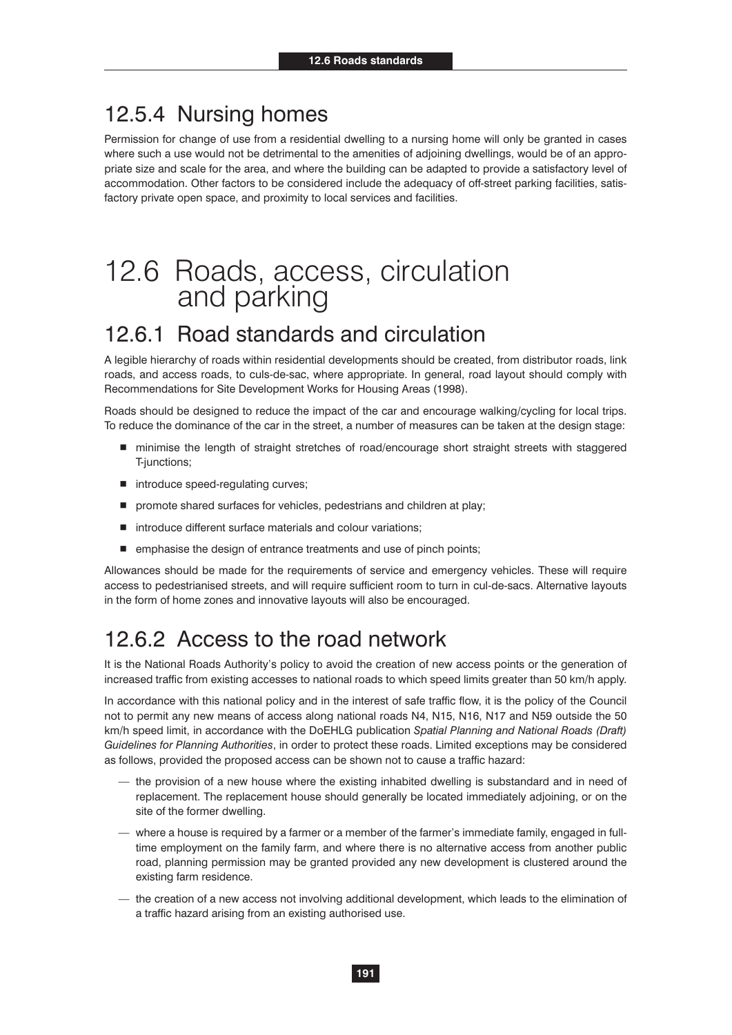### 12.5.4 Nursing homes

Permission for change of use from a residential dwelling to a nursing home will only be granted in cases where such a use would not be detrimental to the amenities of adjoining dwellings, would be of an appropriate size and scale for the area, and where the building can be adapted to provide a satisfactory level of accommodation. Other factors to be considered include the adequacy of off-street parking facilities, satisfactory private open space, and proximity to local services and facilities.

## 12.6 Roads, access, circulation and parking

### 12.6.1 Road standards and circulation

A legible hierarchy of roads within residential developments should be created, from distributor roads, link roads, and access roads, to culs-de-sac, where appropriate. In general, road layout should comply with Recommendations for Site Development Works for Housing Areas (1998).

Roads should be designed to reduce the impact of the car and encourage walking/cycling for local trips. To reduce the dominance of the car in the street, a number of measures can be taken at the design stage:

- minimise the length of straight stretches of road/encourage short straight streets with staggered T-junctions;
- introduce speed-regulating curves;
- promote shared surfaces for vehicles, pedestrians and children at play;
- introduce different surface materials and colour variations;
- emphasise the design of entrance treatments and use of pinch points;

Allowances should be made for the requirements of service and emergency vehicles. These will require access to pedestrianised streets, and will require sufficient room to turn in cul-de-sacs. Alternative layouts in the form of home zones and innovative layouts will also be encouraged.

### 12.6.2 Access to the road network

It is the National Roads Authority's policy to avoid the creation of new access points or the generation of increased traffic from existing accesses to national roads to which speed limits greater than 50 km/h apply.

In accordance with this national policy and in the interest of safe traffic flow, it is the policy of the Council not to permit any new means of access along national roads N4, N15, N16, N17 and N59 outside the 50 km/h speed limit, in accordance with the DoEHLG publication *Spatial Planning and National Roads (Draft) Guidelines for Planning Authorities*, in order to protect these roads. Limited exceptions may be considered as follows, provided the proposed access can be shown not to cause a traffic hazard:

— the provision of a new house where the existing inhabited dwelling is substandard and in need of replacement. The replacement house should generally be located immediately adjoining, or on the site of the former dwelling.

— where a house is required by a farmer or a member of the farmer's immediate family, engaged in full-time employment on the family farm, and where there is no alternative access from another public road, planning permission may be granted provided any new development is clustered around the existing farm residence.

— the creation of a new access not involving additional development, which leads to the elimination of a traffic hazard arising from an existing authorised use.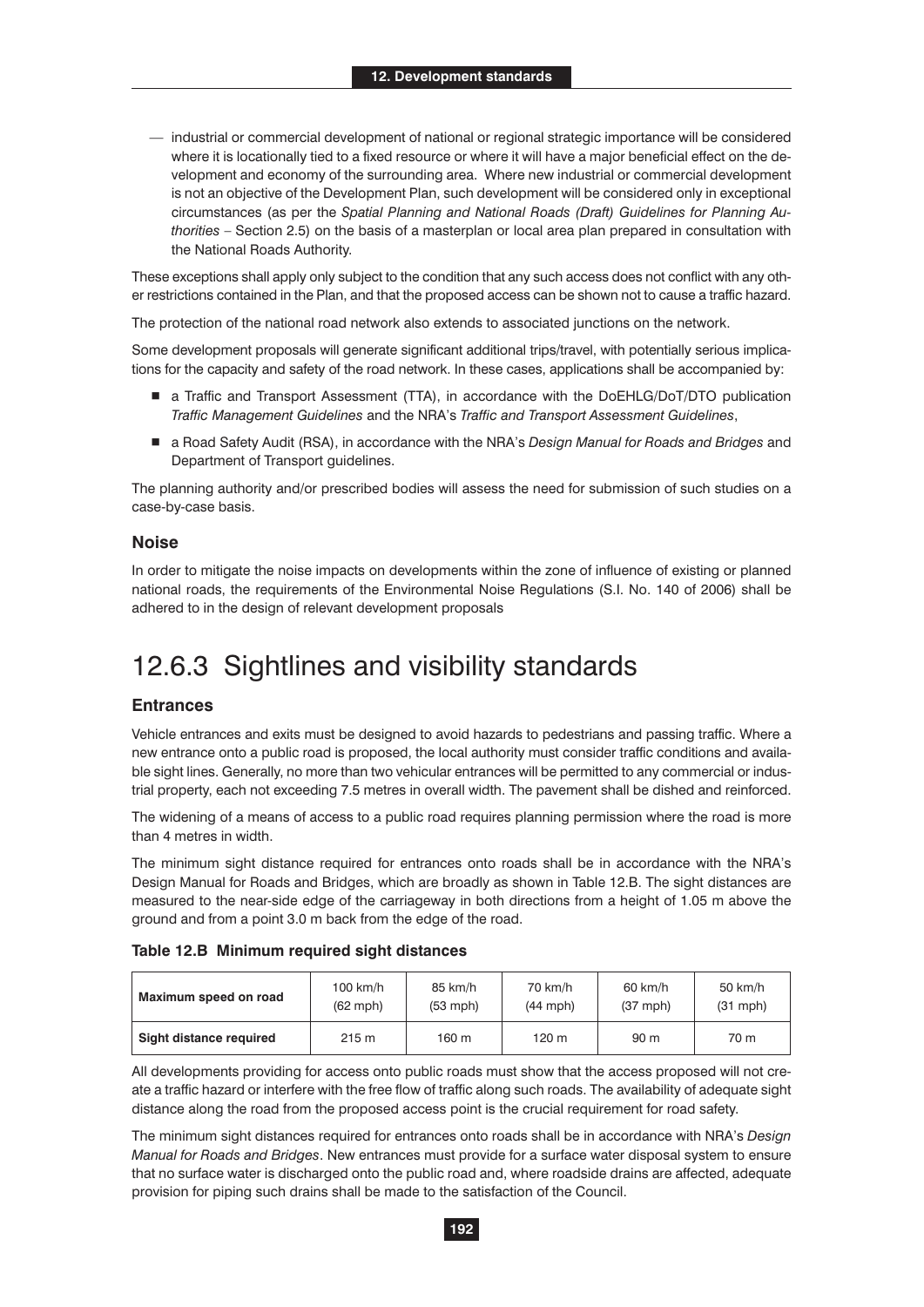— industrial or commercial development of national or regional strategic importance will be considered where it is locationally tied to a fixed resource or where it will have a major beneficial effect on the development and economy of the surrounding area. Where new industrial or commercial development is not an objective of the Development Plan, such development will be considered only in exceptional circumstances (as per the *Spatial Planning and National Roads (Draft) Guidelines for Planning Authorities* – Section 2.5) on the basis of a masterplan or local area plan prepared in consultation with the National Roads Authority.

These exceptions shall apply only subject to the condition that any such access does not conflict with any other restrictions contained in the Plan, and that the proposed access can be shown not to cause a traffic hazard.

The protection of the national road network also extends to associated junctions on the network.

Some development proposals will generate significant additional trips/travel, with potentially serious implications for the capacity and safety of the road network. In these cases, applications shall be accompanied by:

- a Traffic and Transport Assessment (TTA), in accordance with the DoEHLG/DoT/DTO publication *Traffic Management Guidelines* and the NRA's *Traffic and Transport Assessment Guidelines*,
- a Road Safety Audit (RSA), in accordance with the NRA's *Design Manual for Roads and Bridges* and Department of Transport guidelines.

The planning authority and/or prescribed bodies will assess the need for submission of such studies on a case-by-case basis.

### Noise

In order to mitigate the noise impacts on developments within the zone of influence of existing or planned national roads, the requirements of the Environmental Noise Regulations (S.I. No. 140 of 2006) shall be adhered to in the design of relevant development proposals

## 12.6.3 Sightlines and visibility standards

### Entrances

Vehicle entrances and exits must be designed to avoid hazards to pedestrians and passing traffic. Where a new entrance onto a public road is proposed, the local authority must consider traffic conditions and available sight lines. Generally, no more than two vehicular entrances will be permitted to any commercial or industrial property, each not exceeding 7.5 metres in overall width. The pavement shall be dished and reinforced.

The widening of a means of access to a public road requires planning permission where the road is more than 4 metres in width.

The minimum sight distance required for entrances onto roads shall be in accordance with the NRA's Design Manual for Roads and Bridges, which are broadly as shown in Table 12.B. The sight distances are measured to the near-side edge of the carriageway in both directions from a height of 1.05 m above the ground and from a point 3.0 m back from the edge of the road.

**Table 12.B Minimum required sight distances**

| Maximum speed on road | 100 km/h (62 mph) | 85 km/h (53 mph) | 70 km/h (44 mph) | 60 km/h (37 mph) | 50 km/h (31 mph) |
|---|---|---|---|---|---|
| **Sight distance required** | 215 m | 160 m | 120 m | 90 m | 70 m |

All developments providing for access onto public roads must show that the access proposed will not create a traffic hazard or interfere with the free flow of traffic along such roads. The availability of adequate sight distance along the road from the proposed access point is the crucial requirement for road safety.

The minimum sight distances required for entrances onto roads shall be in accordance with NRA's *Design Manual for Roads and Bridges*. New entrances must provide for a surface water disposal system to ensure that no surface water is discharged onto the public road and, where roadside drains are affected, adequate provision for piping such drains shall be made to the satisfaction of the Council.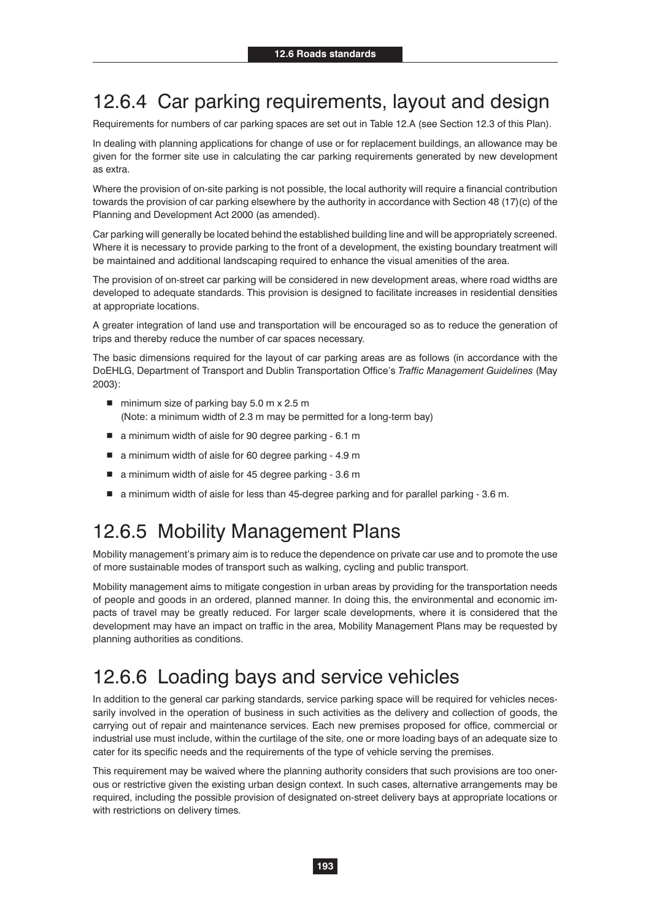## 12.6.4 Car parking requirements, layout and design

Requirements for numbers of car parking spaces are set out in Table 12.A (see Section 12.3 of this Plan).

In dealing with planning applications for change of use or for replacement buildings, an allowance may be given for the former site use in calculating the car parking requirements generated by new development as extra.

Where the provision of on-site parking is not possible, the local authority will require a financial contribution towards the provision of car parking elsewhere by the authority in accordance with Section 48 (17)(c) of the Planning and Development Act 2000 (as amended).

Car parking will generally be located behind the established building line and will be appropriately screened. Where it is necessary to provide parking to the front of a development, the existing boundary treatment will be maintained and additional landscaping required to enhance the visual amenities of the area.

The provision of on-street car parking will be considered in new development areas, where road widths are developed to adequate standards. This provision is designed to facilitate increases in residential densities at appropriate locations.

A greater integration of land use and transportation will be encouraged so as to reduce the generation of trips and thereby reduce the number of car spaces necessary.

The basic dimensions required for the layout of car parking areas are as follows (in accordance with the DoEHLG, Department of Transport and Dublin Transportation Office's *Traffic Management Guidelines* (May 2003):

- minimum size of parking bay 5.0 m x 2.5 m
  (Note: a minimum width of 2.3 m may be permitted for a long-term bay)
- a minimum width of aisle for 90 degree parking - 6.1 m
- a minimum width of aisle for 60 degree parking - 4.9 m
- a minimum width of aisle for 45 degree parking - 3.6 m
- a minimum width of aisle for less than 45-degree parking and for parallel parking - 3.6 m.

## 12.6.5 Mobility Management Plans

Mobility management's primary aim is to reduce the dependence on private car use and to promote the use of more sustainable modes of transport such as walking, cycling and public transport.

Mobility management aims to mitigate congestion in urban areas by providing for the transportation needs of people and goods in an ordered, planned manner. In doing this, the environmental and economic impacts of travel may be greatly reduced. For larger scale developments, where it is considered that the development may have an impact on traffic in the area, Mobility Management Plans may be requested by planning authorities as conditions.

## 12.6.6 Loading bays and service vehicles

In addition to the general car parking standards, service parking space will be required for vehicles necessarily involved in the operation of business in such activities as the delivery and collection of goods, the carrying out of repair and maintenance services. Each new premises proposed for office, commercial or industrial use must include, within the curtilage of the site, one or more loading bays of an adequate size to cater for its specific needs and the requirements of the type of vehicle serving the premises.

This requirement may be waived where the planning authority considers that such provisions are too onerous or restrictive given the existing urban design context. In such cases, alternative arrangements may be required, including the possible provision of designated on-street delivery bays at appropriate locations or with restrictions on delivery times.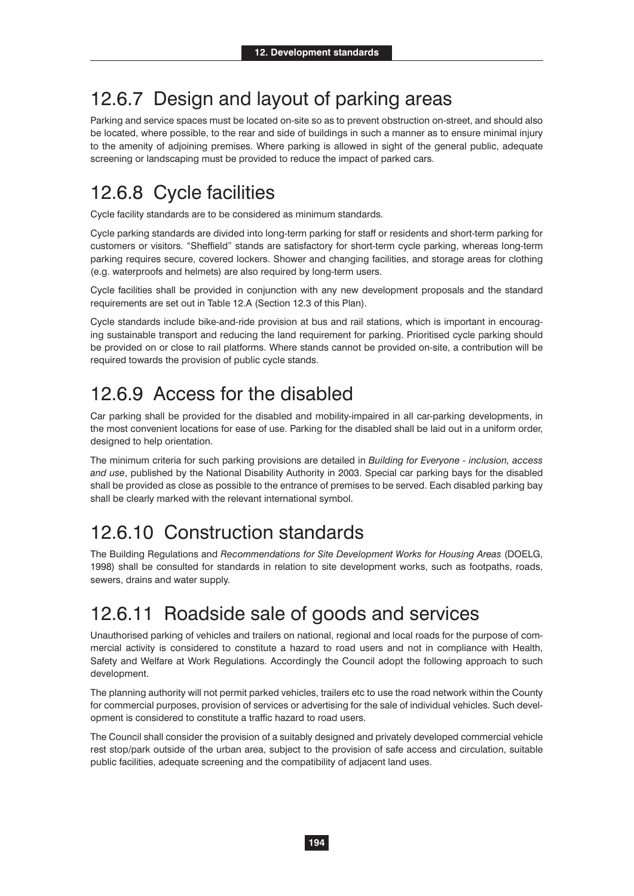## 12.6.7 Design and layout of parking areas

Parking and service spaces must be located on-site so as to prevent obstruction on-street, and should also be located, where possible, to the rear and side of buildings in such a manner as to ensure minimal injury to the amenity of adjoining premises. Where parking is allowed in sight of the general public, adequate screening or landscaping must be provided to reduce the impact of parked cars.

## 12.6.8 Cycle facilities

Cycle facility standards are to be considered as minimum standards.

Cycle parking standards are divided into long-term parking for staff or residents and short-term parking for customers or visitors. "Sheffield" stands are satisfactory for short-term cycle parking, whereas long-term parking requires secure, covered lockers. Shower and changing facilities, and storage areas for clothing (e.g. waterproofs and helmets) are also required by long-term users.

Cycle facilities shall be provided in conjunction with any new development proposals and the standard requirements are set out in Table 12.A (Section 12.3 of this Plan).

Cycle standards include bike-and-ride provision at bus and rail stations, which is important in encouraging sustainable transport and reducing the land requirement for parking. Prioritised cycle parking should be provided on or close to rail platforms. Where stands cannot be provided on-site, a contribution will be required towards the provision of public cycle stands.

## 12.6.9 Access for the disabled

Car parking shall be provided for the disabled and mobility-impaired in all car-parking developments, in the most convenient locations for ease of use. Parking for the disabled shall be laid out in a uniform order, designed to help orientation.

The minimum criteria for such parking provisions are detailed in *Building for Everyone - inclusion, access and use*, published by the National Disability Authority in 2003. Special car parking bays for the disabled shall be provided as close as possible to the entrance of premises to be served. Each disabled parking bay shall be clearly marked with the relevant international symbol.

## 12.6.10 Construction standards

The Building Regulations and *Recommendations for Site Development Works for Housing Areas* (DOELG, 1998) shall be consulted for standards in relation to site development works, such as footpaths, roads, sewers, drains and water supply.

## 12.6.11 Roadside sale of goods and services

Unauthorised parking of vehicles and trailers on national, regional and local roads for the purpose of commercial activity is considered to constitute a hazard to road users and not in compliance with Health, Safety and Welfare at Work Regulations. Accordingly the Council adopt the following approach to such development.

The planning authority will not permit parked vehicles, trailers etc to use the road network within the County for commercial purposes, provision of services or advertising for the sale of individual vehicles. Such development is considered to constitute a traffic hazard to road users.

The Council shall consider the provision of a suitably designed and privately developed commercial vehicle rest stop/park outside of the urban area, subject to the provision of safe access and circulation, suitable public facilities, adequate screening and the compatibility of adjacent land uses.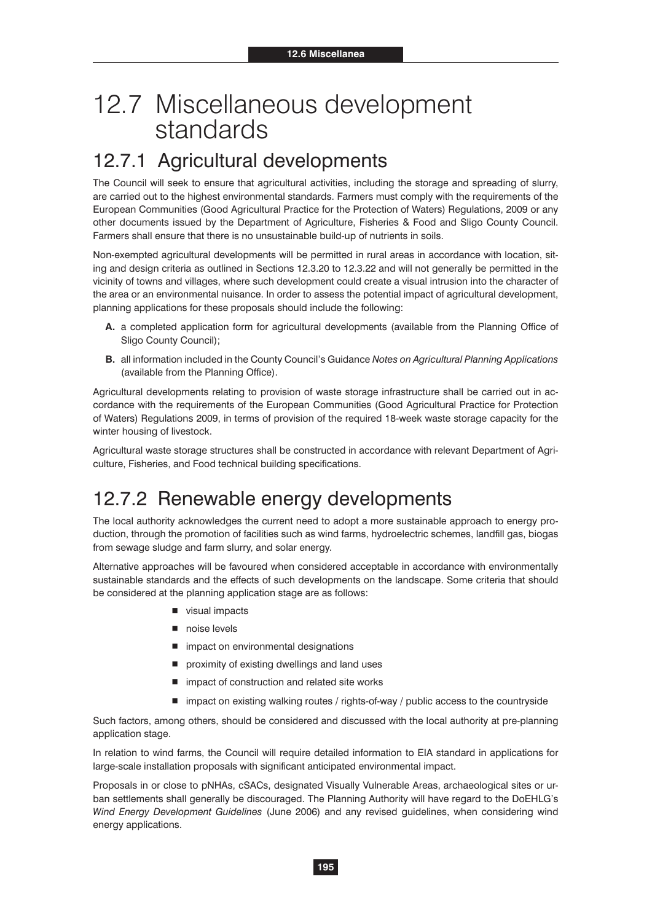# 12.7 Miscellaneous development standards

## 12.7.1 Agricultural developments

The Council will seek to ensure that agricultural activities, including the storage and spreading of slurry, are carried out to the highest environmental standards. Farmers must comply with the requirements of the European Communities (Good Agricultural Practice for the Protection of Waters) Regulations, 2009 or any other documents issued by the Department of Agriculture, Fisheries & Food and Sligo County Council. Farmers shall ensure that there is no unsustainable build-up of nutrients in soils.

Non-exempted agricultural developments will be permitted in rural areas in accordance with location, siting and design criteria as outlined in Sections 12.3.20 to 12.3.22 and will not generally be permitted in the vicinity of towns and villages, where such development could create a visual intrusion into the character of the area or an environmental nuisance. In order to assess the potential impact of agricultural development, planning applications for these proposals should include the following:

**A.** a completed application form for agricultural developments (available from the Planning Office of Sligo County Council);

**B.** all information included in the County Council's Guidance *Notes on Agricultural Planning Applications* (available from the Planning Office).

Agricultural developments relating to provision of waste storage infrastructure shall be carried out in accordance with the requirements of the European Communities (Good Agricultural Practice for Protection of Waters) Regulations 2009, in terms of provision of the required 18-week waste storage capacity for the winter housing of livestock.

Agricultural waste storage structures shall be constructed in accordance with relevant Department of Agriculture, Fisheries, and Food technical building specifications.

## 12.7.2 Renewable energy developments

The local authority acknowledges the current need to adopt a more sustainable approach to energy production, through the promotion of facilities such as wind farms, hydroelectric schemes, landfill gas, biogas from sewage sludge and farm slurry, and solar energy.

Alternative approaches will be favoured when considered acceptable in accordance with environmentally sustainable standards and the effects of such developments on the landscape. Some criteria that should be considered at the planning application stage are as follows:

- visual impacts
- noise levels
- impact on environmental designations
- proximity of existing dwellings and land uses
- impact of construction and related site works
- impact on existing walking routes / rights-of-way / public access to the countryside

Such factors, among others, should be considered and discussed with the local authority at pre-planning application stage.

In relation to wind farms, the Council will require detailed information to EIA standard in applications for large-scale installation proposals with significant anticipated environmental impact.

Proposals in or close to pNHAs, cSACs, designated Visually Vulnerable Areas, archaeological sites or urban settlements shall generally be discouraged. The Planning Authority will have regard to the DoEHLG's *Wind Energy Development Guidelines* (June 2006) and any revised guidelines, when considering wind energy applications.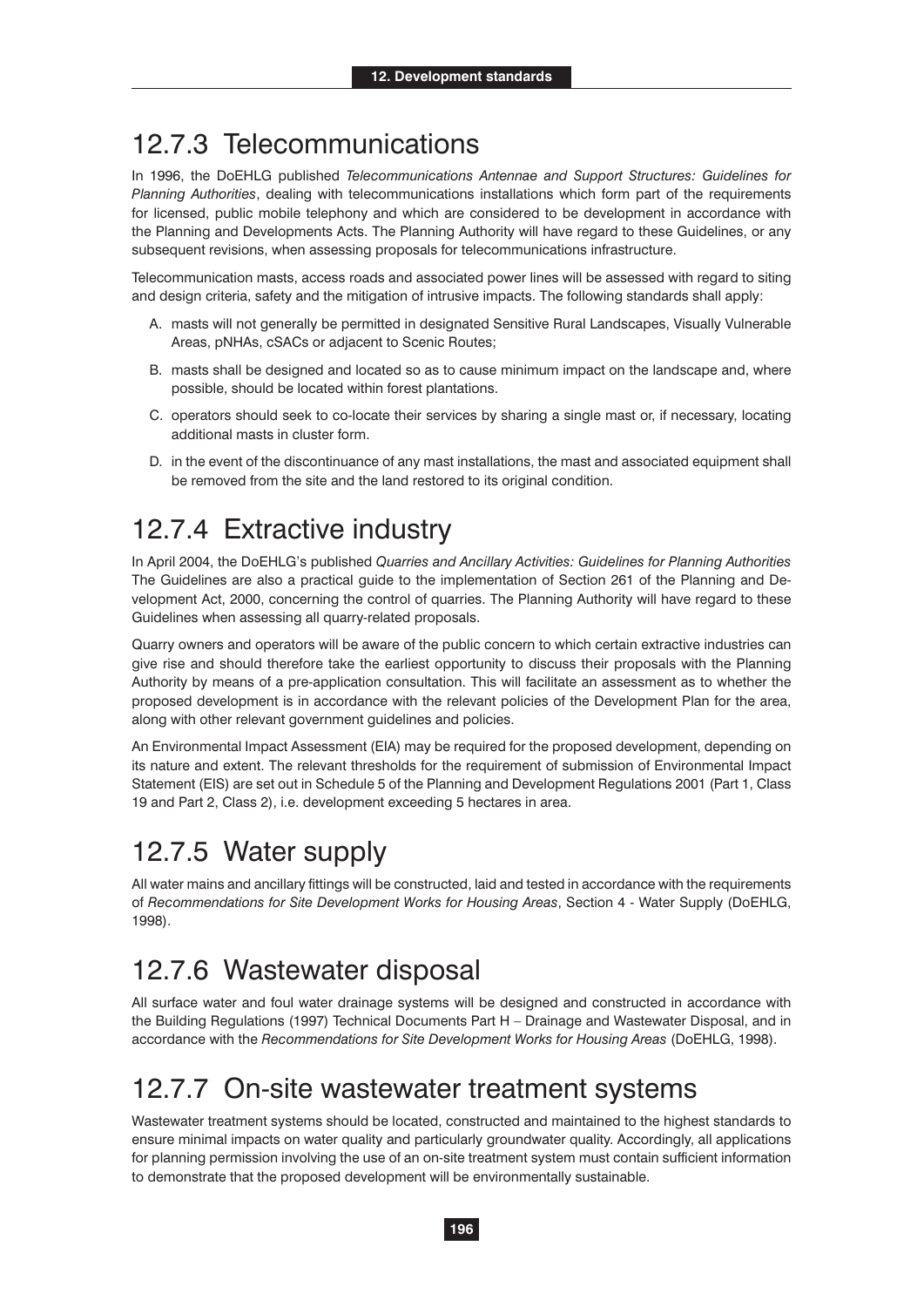## 12.7.3 Telecommunications

In 1996, the DoEHLG published *Telecommunications Antennae and Support Structures: Guidelines for Planning Authorities*, dealing with telecommunications installations which form part of the requirements for licensed, public mobile telephony and which are considered to be development in accordance with the Planning and Developments Acts. The Planning Authority will have regard to these Guidelines, or any subsequent revisions, when assessing proposals for telecommunications infrastructure.

Telecommunication masts, access roads and associated power lines will be assessed with regard to siting and design criteria, safety and the mitigation of intrusive impacts. The following standards shall apply:

A. masts will not generally be permitted in designated Sensitive Rural Landscapes, Visually Vulnerable Areas, pNHAs, cSACs or adjacent to Scenic Routes;

B. masts shall be designed and located so as to cause minimum impact on the landscape and, where possible, should be located within forest plantations.

C. operators should seek to co-locate their services by sharing a single mast or, if necessary, locating additional masts in cluster form.

D. in the event of the discontinuance of any mast installations, the mast and associated equipment shall be removed from the site and the land restored to its original condition.

## 12.7.4 Extractive industry

In April 2004, the DoEHLG's published *Quarries and Ancillary Activities: Guidelines for Planning Authorities* The Guidelines are also a practical guide to the implementation of Section 261 of the Planning and Development Act, 2000, concerning the control of quarries. The Planning Authority will have regard to these Guidelines when assessing all quarry-related proposals.

Quarry owners and operators will be aware of the public concern to which certain extractive industries can give rise and should therefore take the earliest opportunity to discuss their proposals with the Planning Authority by means of a pre-application consultation. This will facilitate an assessment as to whether the proposed development is in accordance with the relevant policies of the Development Plan for the area, along with other relevant government guidelines and policies.

An Environmental Impact Assessment (EIA) may be required for the proposed development, depending on its nature and extent. The relevant thresholds for the requirement of submission of Environmental Impact Statement (EIS) are set out in Schedule 5 of the Planning and Development Regulations 2001 (Part 1, Class 19 and Part 2, Class 2), i.e. development exceeding 5 hectares in area.

## 12.7.5 Water supply

All water mains and ancillary fittings will be constructed, laid and tested in accordance with the requirements of *Recommendations for Site Development Works for Housing Areas*, Section 4 - Water Supply (DoEHLG, 1998).

## 12.7.6 Wastewater disposal

All surface water and foul water drainage systems will be designed and constructed in accordance with the Building Regulations (1997) Technical Documents Part H – Drainage and Wastewater Disposal, and in accordance with the *Recommendations for Site Development Works for Housing Areas* (DoEHLG, 1998).

## 12.7.7 On-site wastewater treatment systems

Wastewater treatment systems should be located, constructed and maintained to the highest standards to ensure minimal impacts on water quality and particularly groundwater quality. Accordingly, all applications for planning permission involving the use of an on-site treatment system must contain sufficient information to demonstrate that the proposed development will be environmentally sustainable.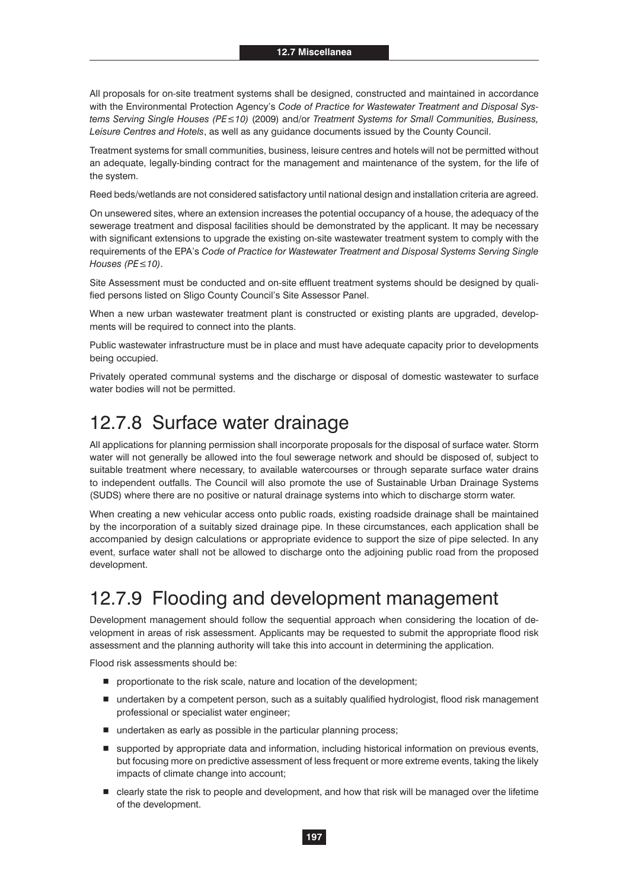All proposals for on-site treatment systems shall be designed, constructed and maintained in accordance with the Environmental Protection Agency's *Code of Practice for Wastewater Treatment and Disposal Systems Serving Single Houses (PE≤10)* (2009) and/or *Treatment Systems for Small Communities, Business, Leisure Centres and Hotels*, as well as any guidance documents issued by the County Council.

Treatment systems for small communities, business, leisure centres and hotels will not be permitted without an adequate, legally-binding contract for the management and maintenance of the system, for the life of the system.

Reed beds/wetlands are not considered satisfactory until national design and installation criteria are agreed.

On unsewered sites, where an extension increases the potential occupancy of a house, the adequacy of the sewerage treatment and disposal facilities should be demonstrated by the applicant. It may be necessary with significant extensions to upgrade the existing on-site wastewater treatment system to comply with the requirements of the EPA's *Code of Practice for Wastewater Treatment and Disposal Systems Serving Single Houses (PE≤10)*.

Site Assessment must be conducted and on-site effluent treatment systems should be designed by qualified persons listed on Sligo County Council's Site Assessor Panel.

When a new urban wastewater treatment plant is constructed or existing plants are upgraded, developments will be required to connect into the plants.

Public wastewater infrastructure must be in place and must have adequate capacity prior to developments being occupied.

Privately operated communal systems and the discharge or disposal of domestic wastewater to surface water bodies will not be permitted.

## 12.7.8 Surface water drainage

All applications for planning permission shall incorporate proposals for the disposal of surface water. Storm water will not generally be allowed into the foul sewerage network and should be disposed of, subject to suitable treatment where necessary, to available watercourses or through separate surface water drains to independent outfalls. The Council will also promote the use of Sustainable Urban Drainage Systems (SUDS) where there are no positive or natural drainage systems into which to discharge storm water.

When creating a new vehicular access onto public roads, existing roadside drainage shall be maintained by the incorporation of a suitably sized drainage pipe. In these circumstances, each application shall be accompanied by design calculations or appropriate evidence to support the size of pipe selected. In any event, surface water shall not be allowed to discharge onto the adjoining public road from the proposed development.

## 12.7.9 Flooding and development management

Development management should follow the sequential approach when considering the location of development in areas of risk assessment. Applicants may be requested to submit the appropriate flood risk assessment and the planning authority will take this into account in determining the application.

Flood risk assessments should be:

- proportionate to the risk scale, nature and location of the development;
- undertaken by a competent person, such as a suitably qualified hydrologist, flood risk management professional or specialist water engineer;
- undertaken as early as possible in the particular planning process;
- supported by appropriate data and information, including historical information on previous events, but focusing more on predictive assessment of less frequent or more extreme events, taking the likely impacts of climate change into account;
- clearly state the risk to people and development, and how that risk will be managed over the lifetime of the development.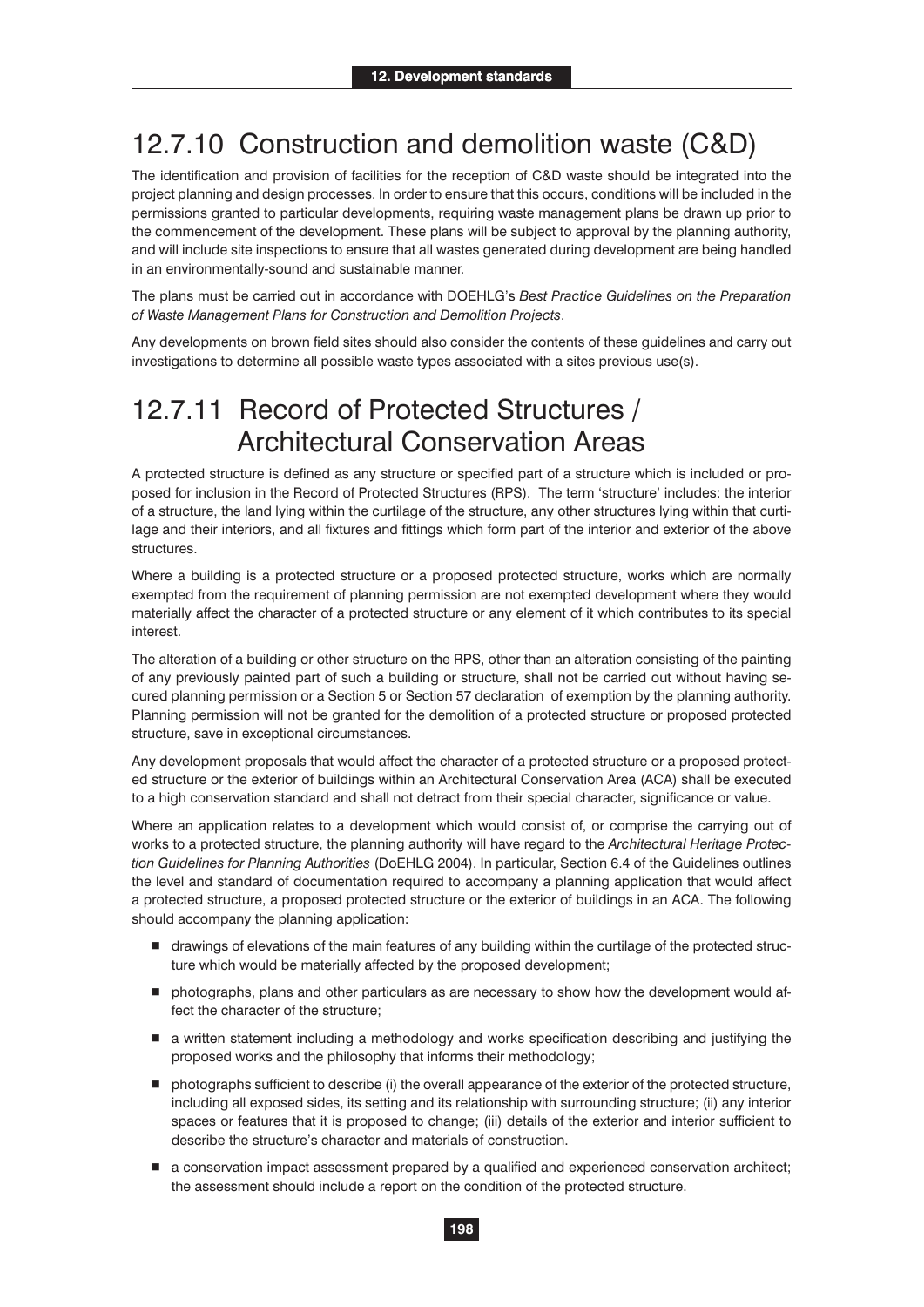## 12.7.10 Construction and demolition waste (C&D)

The identification and provision of facilities for the reception of C&D waste should be integrated into the project planning and design processes. In order to ensure that this occurs, conditions will be included in the permissions granted to particular developments, requiring waste management plans be drawn up prior to the commencement of the development. These plans will be subject to approval by the planning authority, and will include site inspections to ensure that all wastes generated during development are being handled in an environmentally-sound and sustainable manner.

The plans must be carried out in accordance with DOEHLG's *Best Practice Guidelines on the Preparation of Waste Management Plans for Construction and Demolition Projects*.

Any developments on brown field sites should also consider the contents of these guidelines and carry out investigations to determine all possible waste types associated with a sites previous use(s).

## 12.7.11 Record of Protected Structures / Architectural Conservation Areas

A protected structure is defined as any structure or specified part of a structure which is included or proposed for inclusion in the Record of Protected Structures (RPS). The term 'structure' includes: the interior of a structure, the land lying within the curtilage of the structure, any other structures lying within that curtilage and their interiors, and all fixtures and fittings which form part of the interior and exterior of the above structures.

Where a building is a protected structure or a proposed protected structure, works which are normally exempted from the requirement of planning permission are not exempted development where they would materially affect the character of a protected structure or any element of it which contributes to its special interest.

The alteration of a building or other structure on the RPS, other than an alteration consisting of the painting of any previously painted part of such a building or structure, shall not be carried out without having secured planning permission or a Section 5 or Section 57 declaration of exemption by the planning authority. Planning permission will not be granted for the demolition of a protected structure or proposed protected structure, save in exceptional circumstances.

Any development proposals that would affect the character of a protected structure or a proposed protected structure or the exterior of buildings within an Architectural Conservation Area (ACA) shall be executed to a high conservation standard and shall not detract from their special character, significance or value.

Where an application relates to a development which would consist of, or comprise the carrying out of works to a protected structure, the planning authority will have regard to the *Architectural Heritage Protection Guidelines for Planning Authorities* (DoEHLG 2004). In particular, Section 6.4 of the Guidelines outlines the level and standard of documentation required to accompany a planning application that would affect a protected structure, a proposed protected structure or the exterior of buildings in an ACA. The following should accompany the planning application:

- drawings of elevations of the main features of any building within the curtilage of the protected structure which would be materially affected by the proposed development;
- photographs, plans and other particulars as are necessary to show how the development would affect the character of the structure;
- a written statement including a methodology and works specification describing and justifying the proposed works and the philosophy that informs their methodology;
- photographs sufficient to describe (i) the overall appearance of the exterior of the protected structure, including all exposed sides, its setting and its relationship with surrounding structure; (ii) any interior spaces or features that it is proposed to change; (iii) details of the exterior and interior sufficient to describe the structure's character and materials of construction.
- a conservation impact assessment prepared by a qualified and experienced conservation architect; the assessment should include a report on the condition of the protected structure.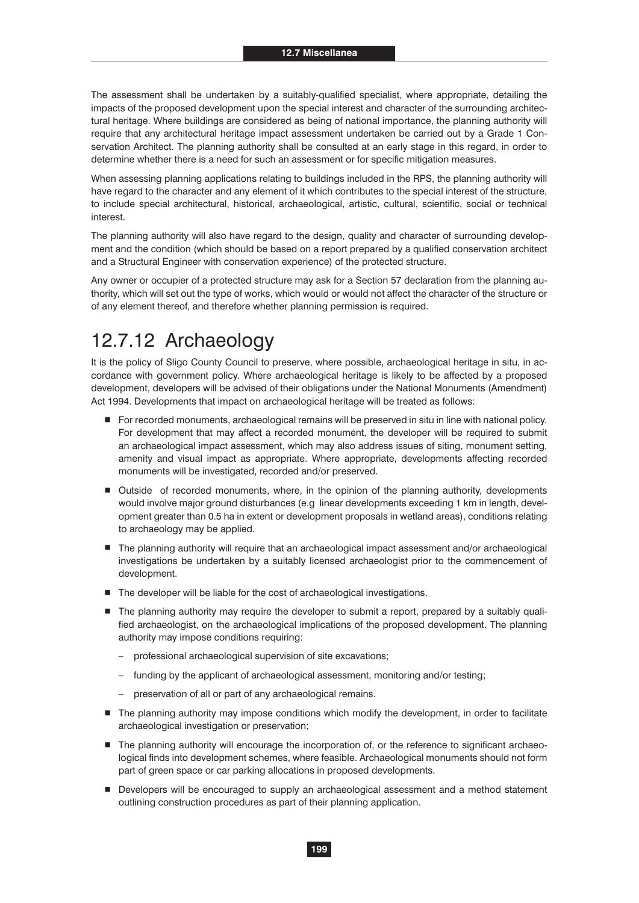The assessment shall be undertaken by a suitably-qualified specialist, where appropriate, detailing the impacts of the proposed development upon the special interest and character of the surrounding architectural heritage. Where buildings are considered as being of national importance, the planning authority will require that any architectural heritage impact assessment undertaken be carried out by a Grade 1 Conservation Architect. The planning authority shall be consulted at an early stage in this regard, in order to determine whether there is a need for such an assessment or for specific mitigation measures.

When assessing planning applications relating to buildings included in the RPS, the planning authority will have regard to the character and any element of it which contributes to the special interest of the structure, to include special architectural, historical, archaeological, artistic, cultural, scientific, social or technical interest.

The planning authority will also have regard to the design, quality and character of surrounding development and the condition (which should be based on a report prepared by a qualified conservation architect and a Structural Engineer with conservation experience) of the protected structure.

Any owner or occupier of a protected structure may ask for a Section 57 declaration from the planning authority, which will set out the type of works, which would or would not affect the character of the structure or of any element thereof, and therefore whether planning permission is required.

## 12.7.12 Archaeology

It is the policy of Sligo County Council to preserve, where possible, archaeological heritage in situ, in accordance with government policy. Where archaeological heritage is likely to be affected by a proposed development, developers will be advised of their obligations under the National Monuments (Amendment) Act 1994. Developments that impact on archaeological heritage will be treated as follows:

- For recorded monuments, archaeological remains will be preserved in situ in line with national policy. For development that may affect a recorded monument, the developer will be required to submit an archaeological impact assessment, which may also address issues of siting, monument setting, amenity and visual impact as appropriate. Where appropriate, developments affecting recorded monuments will be investigated, recorded and/or preserved.
- Outside of recorded monuments, where, in the opinion of the planning authority, developments would involve major ground disturbances (e.g linear developments exceeding 1 km in length, development greater than 0.5 ha in extent or development proposals in wetland areas), conditions relating to archaeology may be applied.
- The planning authority will require that an archaeological impact assessment and/or archaeological investigations be undertaken by a suitably licensed archaeologist prior to the commencement of development.
- The developer will be liable for the cost of archaeological investigations.
- The planning authority may require the developer to submit a report, prepared by a suitably qualified archaeologist, on the archaeological implications of the proposed development. The planning authority may impose conditions requiring:
  - professional archaeological supervision of site excavations;
  - funding by the applicant of archaeological assessment, monitoring and/or testing;
  - preservation of all or part of any archaeological remains.
- The planning authority may impose conditions which modify the development, in order to facilitate archaeological investigation or preservation;
- The planning authority will encourage the incorporation of, or the reference to significant archaeological finds into development schemes, where feasible. Archaeological monuments should not form part of green space or car parking allocations in proposed developments.
- Developers will be encouraged to supply an archaeological assessment and a method statement outlining construction procedures as part of their planning application.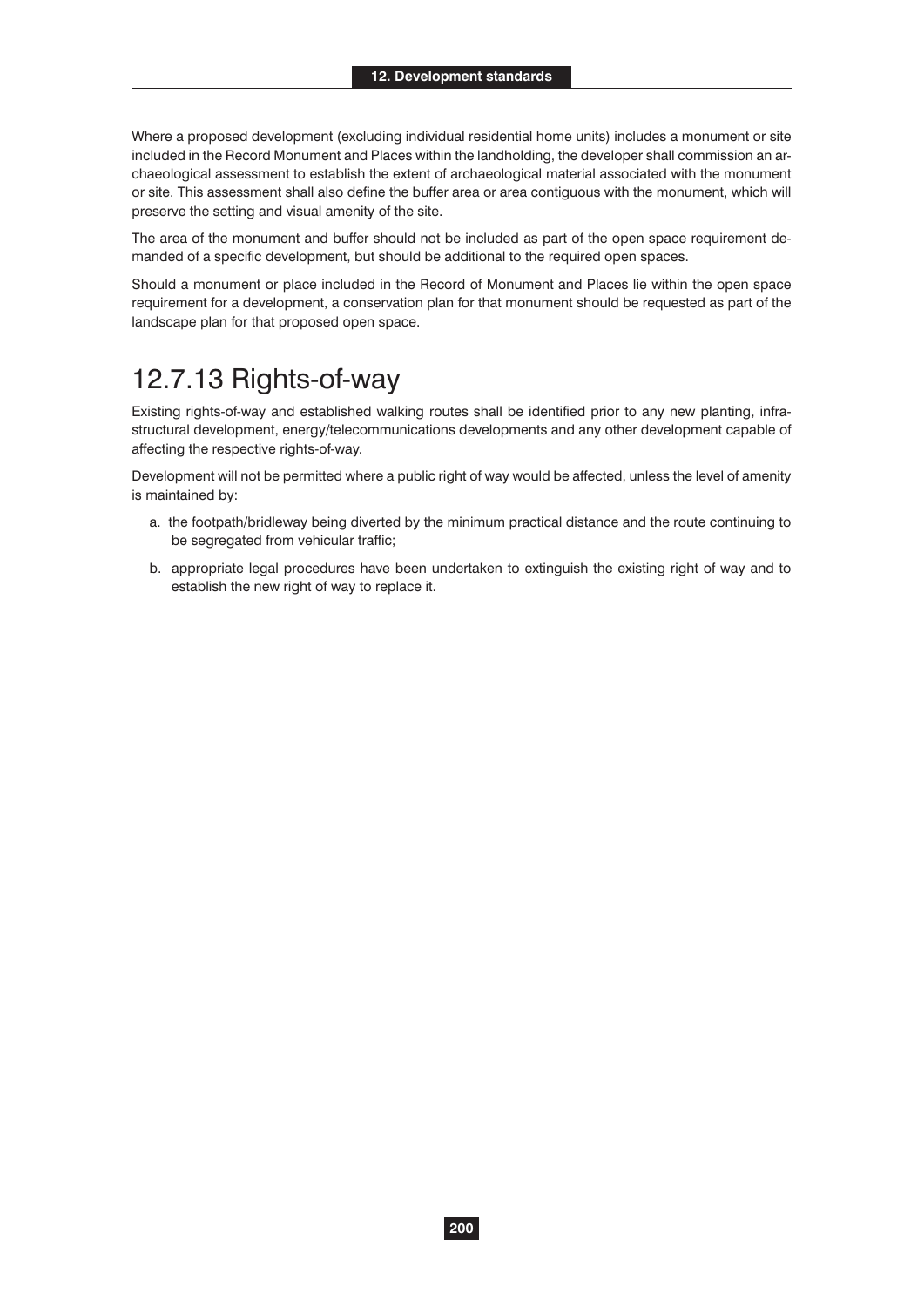Where a proposed development (excluding individual residential home units) includes a monument or site included in the Record Monument and Places within the landholding, the developer shall commission an archaeological assessment to establish the extent of archaeological material associated with the monument or site. This assessment shall also define the buffer area or area contiguous with the monument, which will preserve the setting and visual amenity of the site.

The area of the monument and buffer should not be included as part of the open space requirement demanded of a specific development, but should be additional to the required open spaces.

Should a monument or place included in the Record of Monument and Places lie within the open space requirement for a development, a conservation plan for that monument should be requested as part of the landscape plan for that proposed open space.

## 12.7.13 Rights-of-way

Existing rights-of-way and established walking routes shall be identified prior to any new planting, infrastructural development, energy/telecommunications developments and any other development capable of affecting the respective rights-of-way.

Development will not be permitted where a public right of way would be affected, unless the level of amenity is maintained by:

a. the footpath/bridleway being diverted by the minimum practical distance and the route continuing to be segregated from vehicular traffic;

b. appropriate legal procedures have been undertaken to extinguish the existing right of way and to establish the new right of way to replace it.